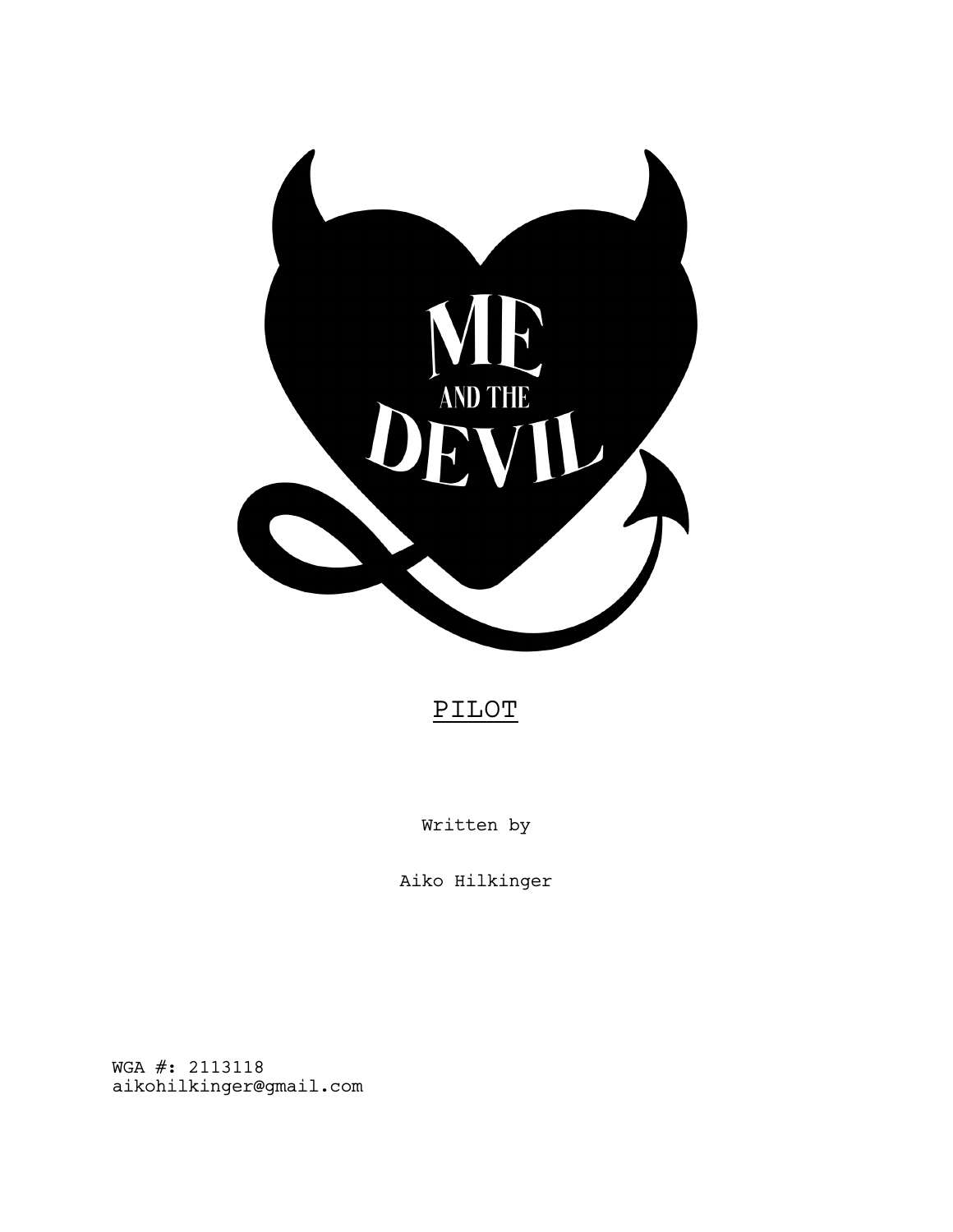# ME AND THE DEVIL

PILOT

Written by

Aiko Hilkinger

WGA #: 2113118
aikohilkinger@gmail.com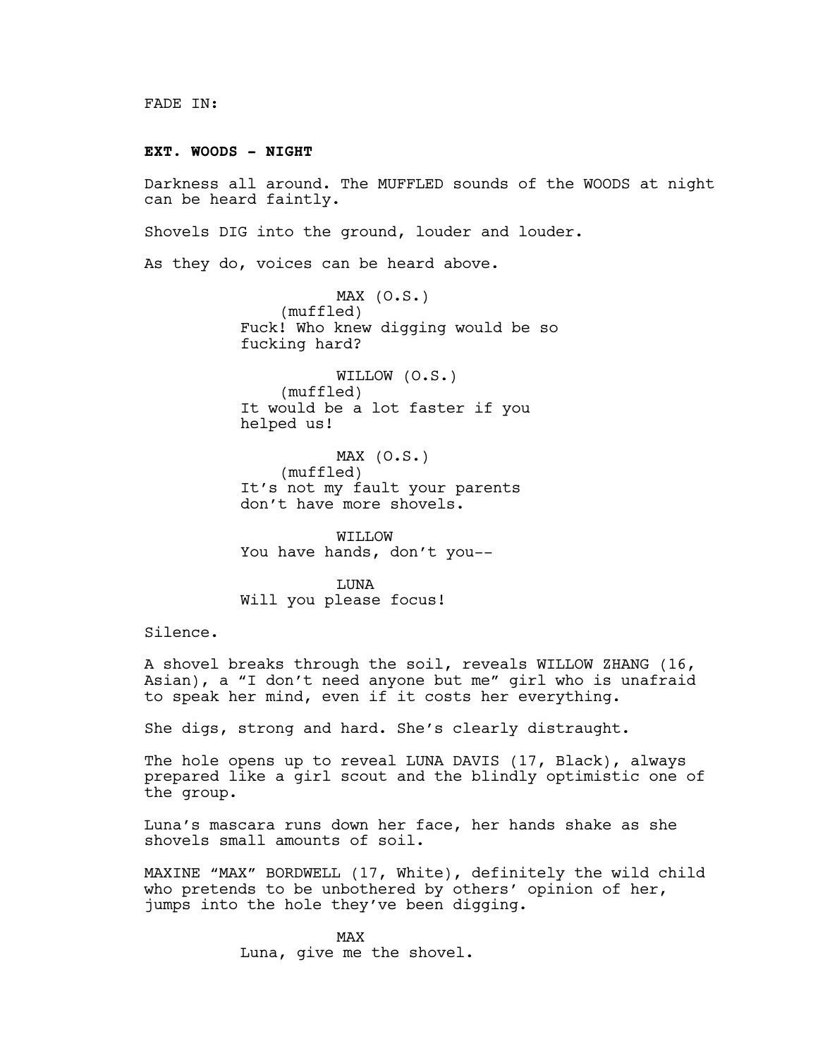FADE IN:

**EXT. WOODS - NIGHT**

Darkness all around. The MUFFLED sounds of the WOODS at night can be heard faintly.

Shovels DIG into the ground, louder and louder.

As they do, voices can be heard above.

MAX (O.S.)
(muffled)
Fuck! Who knew digging would be so fucking hard?

WILLOW (O.S.)
(muffled)
It would be a lot faster if you helped us!

MAX (O.S.)
(muffled)
It's not my fault your parents don't have more shovels.

WILLOW
You have hands, don't you--

LUNA
Will you please focus!

Silence.

A shovel breaks through the soil, reveals WILLOW ZHANG (16, Asian), a "I don't need anyone but me" girl who is unafraid to speak her mind, even if it costs her everything.

She digs, strong and hard. She's clearly distraught.

The hole opens up to reveal LUNA DAVIS (17, Black), always prepared like a girl scout and the blindly optimistic one of the group.

Luna's mascara runs down her face, her hands shake as she shovels small amounts of soil.

MAXINE "MAX" BORDWELL (17, White), definitely the wild child who pretends to be unbothered by others' opinion of her, jumps into the hole they've been digging.

MAX
Luna, give me the shovel.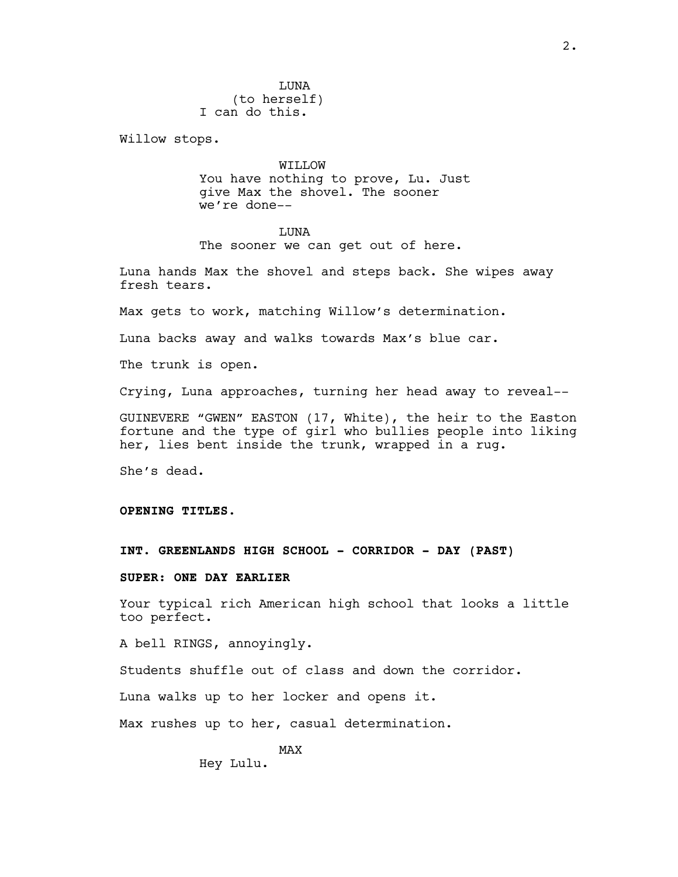LUNA
(to herself)
I can do this.

Willow stops.

WILLOW
You have nothing to prove, Lu. Just give Max the shovel. The sooner we're done--

LUNA
The sooner we can get out of here.

Luna hands Max the shovel and steps back. She wipes away fresh tears.

Max gets to work, matching Willow's determination.

Luna backs away and walks towards Max's blue car.

The trunk is open.

Crying, Luna approaches, turning her head away to reveal--

GUINEVERE "GWEN" EASTON (17, White), the heir to the Easton fortune and the type of girl who bullies people into liking her, lies bent inside the trunk, wrapped in a rug.

She's dead.

**OPENING TITLES.**

**INT. GREENLANDS HIGH SCHOOL - CORRIDOR - DAY (PAST)**

**SUPER: ONE DAY EARLIER**

Your typical rich American high school that looks a little too perfect.

A bell RINGS, annoyingly.

Students shuffle out of class and down the corridor.

Luna walks up to her locker and opens it.

Max rushes up to her, casual determination.

MAX
Hey Lulu.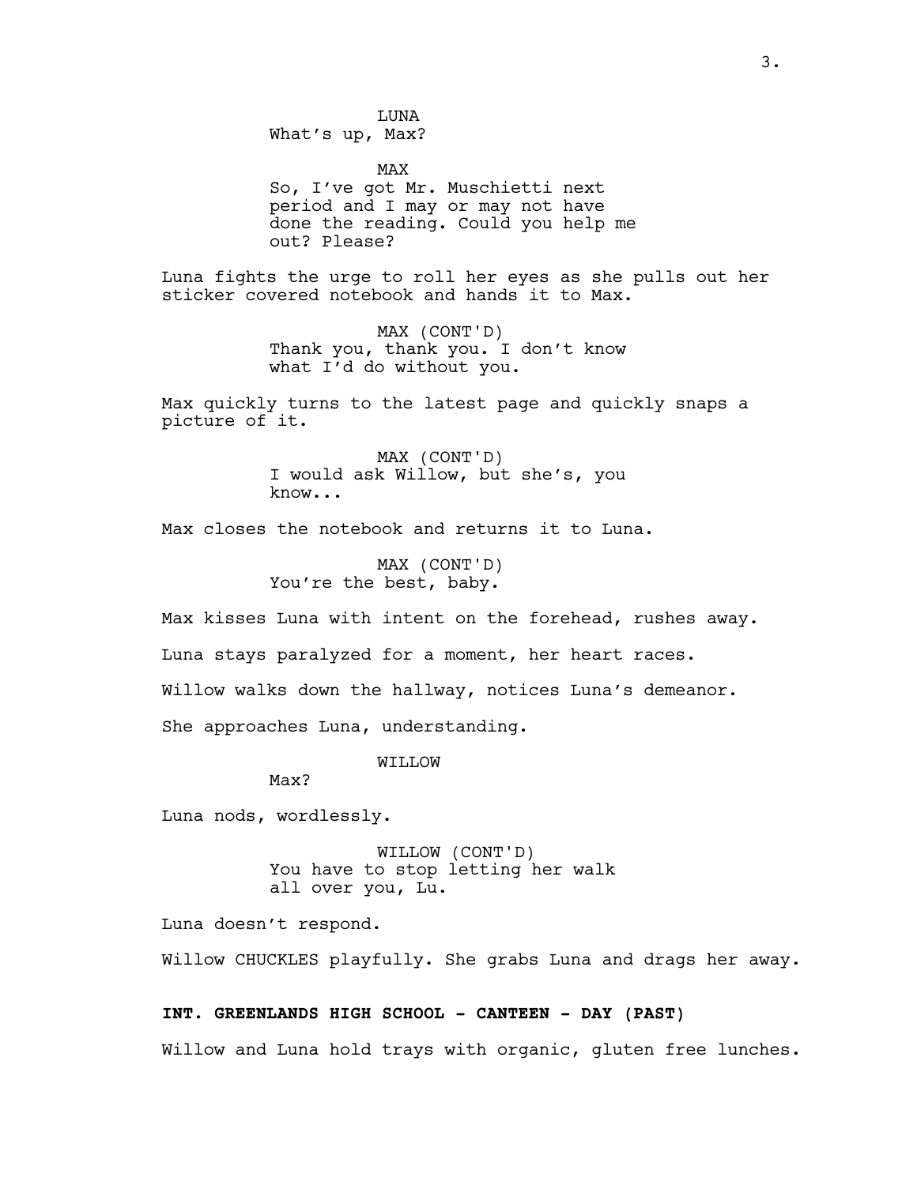LUNA
What's up, Max?

MAX
So, I've got Mr. Muschietti next period and I may or may not have done the reading. Could you help me out? Please?

Luna fights the urge to roll her eyes as she pulls out her sticker covered notebook and hands it to Max.

MAX (CONT'D)
Thank you, thank you. I don't know what I'd do without you.

Max quickly turns to the latest page and quickly snaps a picture of it.

MAX (CONT'D)
I would ask Willow, but she's, you know...

Max closes the notebook and returns it to Luna.

MAX (CONT'D)
You're the best, baby.

Max kisses Luna with intent on the forehead, rushes away.

Luna stays paralyzed for a moment, her heart races.

Willow walks down the hallway, notices Luna's demeanor.

She approaches Luna, understanding.

WILLOW
Max?

Luna nods, wordlessly.

WILLOW (CONT'D)
You have to stop letting her walk all over you, Lu.

Luna doesn't respond.

Willow CHUCKLES playfully. She grabs Luna and drags her away.

**INT. GREENLANDS HIGH SCHOOL - CANTEEN - DAY (PAST)**

Willow and Luna hold trays with organic, gluten free lunches.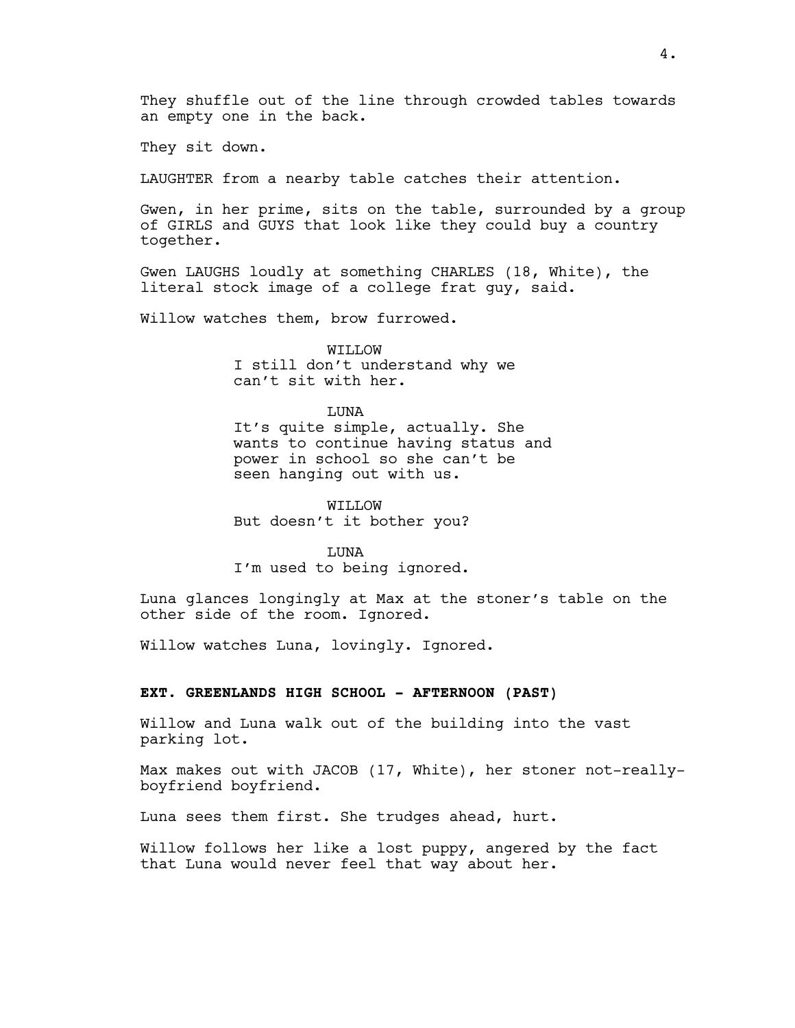They shuffle out of the line through crowded tables towards an empty one in the back.

They sit down.

LAUGHTER from a nearby table catches their attention.

Gwen, in her prime, sits on the table, surrounded by a group of GIRLS and GUYS that look like they could buy a country together.

Gwen LAUGHS loudly at something CHARLES (18, White), the literal stock image of a college frat guy, said.

Willow watches them, brow furrowed.

WILLOW
I still don't understand why we can't sit with her.

LUNA
It's quite simple, actually. She wants to continue having status and power in school so she can't be seen hanging out with us.

WILLOW
But doesn't it bother you?

LUNA
I'm used to being ignored.

Luna glances longingly at Max at the stoner's table on the other side of the room. Ignored.

Willow watches Luna, lovingly. Ignored.

**EXT. GREENLANDS HIGH SCHOOL - AFTERNOON (PAST)**

Willow and Luna walk out of the building into the vast parking lot.

Max makes out with JACOB (17, White), her stoner not-really-boyfriend boyfriend.

Luna sees them first. She trudges ahead, hurt.

Willow follows her like a lost puppy, angered by the fact that Luna would never feel that way about her.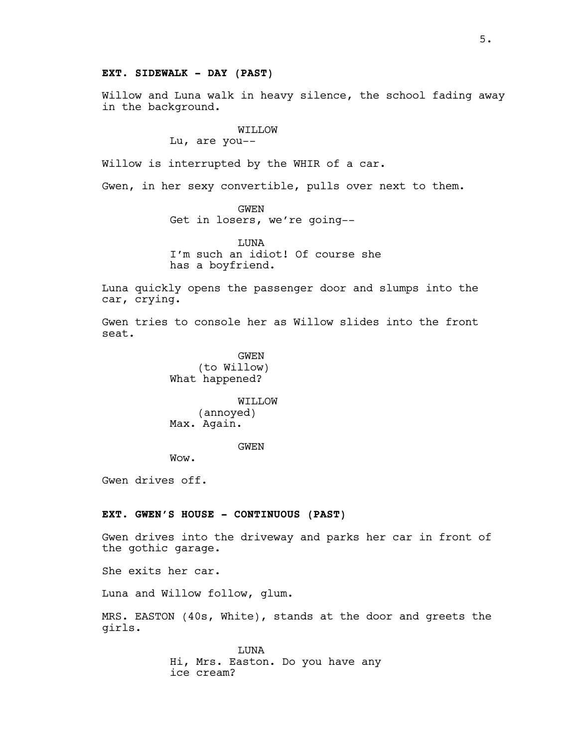**EXT. SIDEWALK - DAY (PAST)**

Willow and Luna walk in heavy silence, the school fading away in the background.

WILLOW
Lu, are you--

Willow is interrupted by the WHIR of a car.

Gwen, in her sexy convertible, pulls over next to them.

GWEN
Get in losers, we're going--

LUNA
I'm such an idiot! Of course she has a boyfriend.

Luna quickly opens the passenger door and slumps into the car, crying.

Gwen tries to console her as Willow slides into the front seat.

GWEN
(to Willow)
What happened?

WILLOW
(annoyed)
Max. Again.

GWEN
Wow.

Gwen drives off.

**EXT. GWEN'S HOUSE - CONTINUOUS (PAST)**

Gwen drives into the driveway and parks her car in front of the gothic garage.

She exits her car.

Luna and Willow follow, glum.

MRS. EASTON (40s, White), stands at the door and greets the girls.

LUNA
Hi, Mrs. Easton. Do you have any ice cream?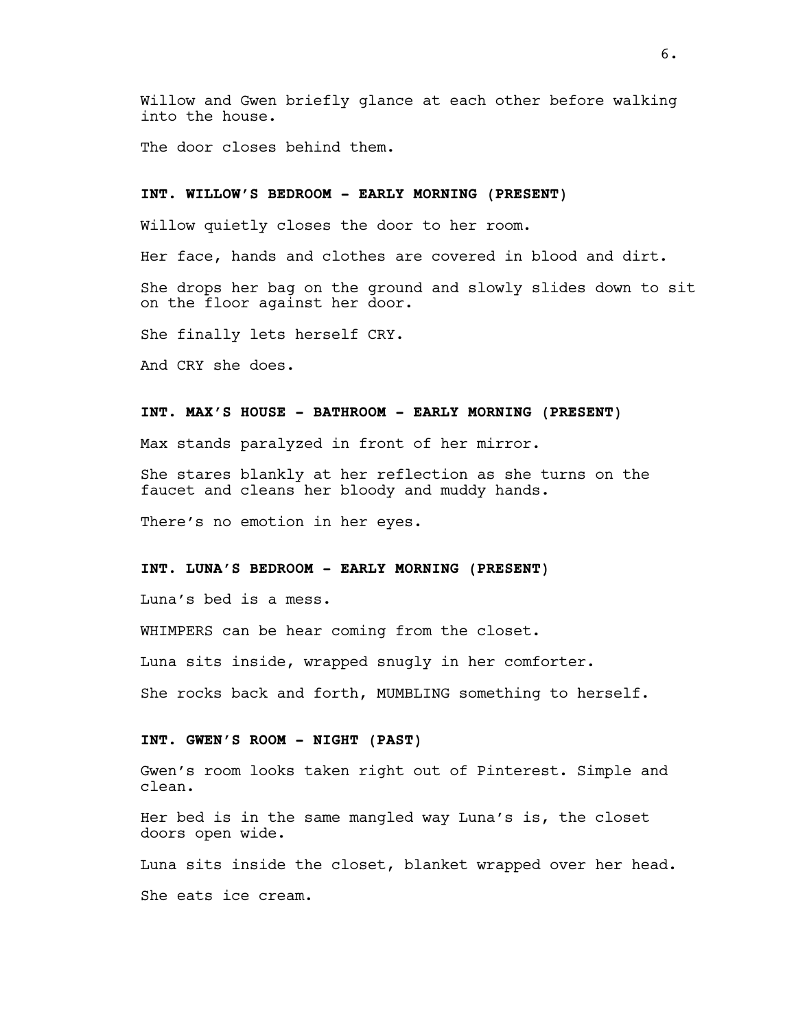Willow and Gwen briefly glance at each other before walking into the house.

The door closes behind them.

**INT. WILLOW'S BEDROOM - EARLY MORNING (PRESENT)**

Willow quietly closes the door to her room.

Her face, hands and clothes are covered in blood and dirt.

She drops her bag on the ground and slowly slides down to sit on the floor against her door.

She finally lets herself CRY.

And CRY she does.

**INT. MAX'S HOUSE - BATHROOM - EARLY MORNING (PRESENT)**

Max stands paralyzed in front of her mirror.

She stares blankly at her reflection as she turns on the faucet and cleans her bloody and muddy hands.

There's no emotion in her eyes.

**INT. LUNA'S BEDROOM - EARLY MORNING (PRESENT)**

Luna's bed is a mess.

WHIMPERS can be hear coming from the closet.

Luna sits inside, wrapped snugly in her comforter.

She rocks back and forth, MUMBLING something to herself.

**INT. GWEN'S ROOM - NIGHT (PAST)**

Gwen's room looks taken right out of Pinterest. Simple and clean.

Her bed is in the same mangled way Luna's is, the closet doors open wide.

Luna sits inside the closet, blanket wrapped over her head.

She eats ice cream.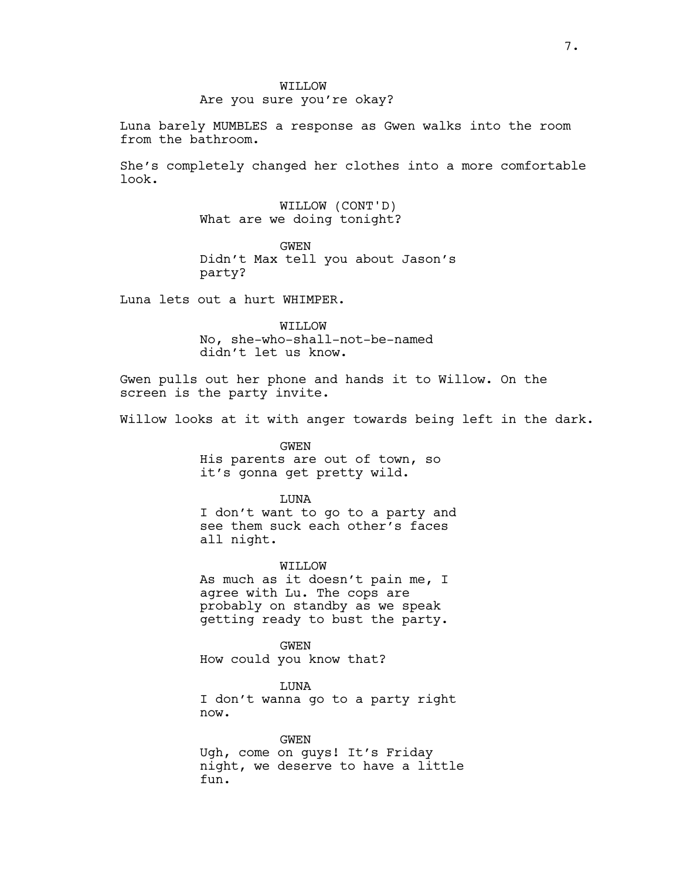WILLOW
Are you sure you're okay?

Luna barely MUMBLES a response as Gwen walks into the room from the bathroom.

She's completely changed her clothes into a more comfortable look.

WILLOW (CONT'D)
What are we doing tonight?

GWEN
Didn't Max tell you about Jason's party?

Luna lets out a hurt WHIMPER.

WILLOW
No, she-who-shall-not-be-named didn't let us know.

Gwen pulls out her phone and hands it to Willow. On the screen is the party invite.

Willow looks at it with anger towards being left in the dark.

GWEN
His parents are out of town, so it's gonna get pretty wild.

LUNA
I don't want to go to a party and see them suck each other's faces all night.

WILLOW
As much as it doesn't pain me, I agree with Lu. The cops are probably on standby as we speak getting ready to bust the party.

GWEN
How could you know that?

LUNA
I don't wanna go to a party right now.

GWEN
Ugh, come on guys! It's Friday night, we deserve to have a little fun.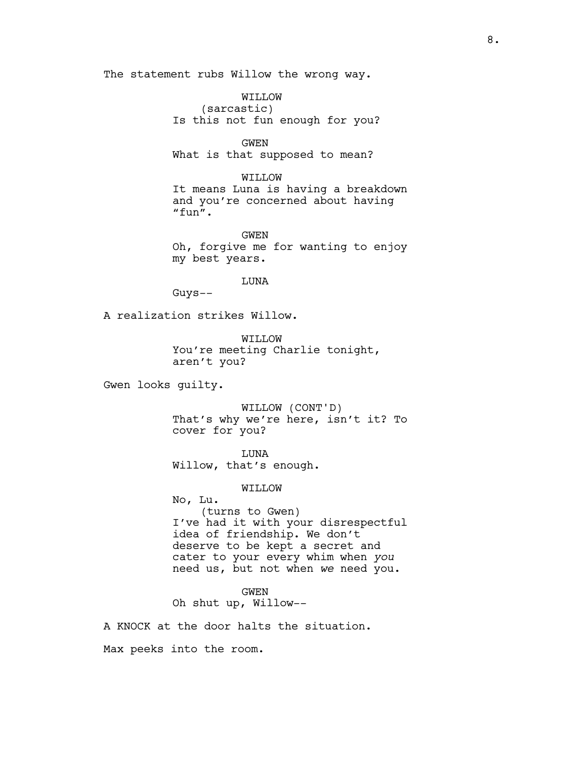The statement rubs Willow the wrong way.

WILLOW
(sarcastic)
Is this not fun enough for you?

GWEN
What is that supposed to mean?

WILLOW
It means Luna is having a breakdown and you're concerned about having "fun".

GWEN
Oh, forgive me for wanting to enjoy my best years.

LUNA
Guys--

A realization strikes Willow.

WILLOW
You're meeting Charlie tonight, aren't you?

Gwen looks guilty.

WILLOW (CONT'D)
That's why we're here, isn't it? To cover for you?

LUNA
Willow, that's enough.

WILLOW
No, Lu.
(turns to Gwen)
I've had it with your disrespectful idea of friendship. We don't deserve to be kept a secret and cater to your every whim when *you* need us, but not when *we* need you.

GWEN
Oh shut up, Willow--

A KNOCK at the door halts the situation.

Max peeks into the room.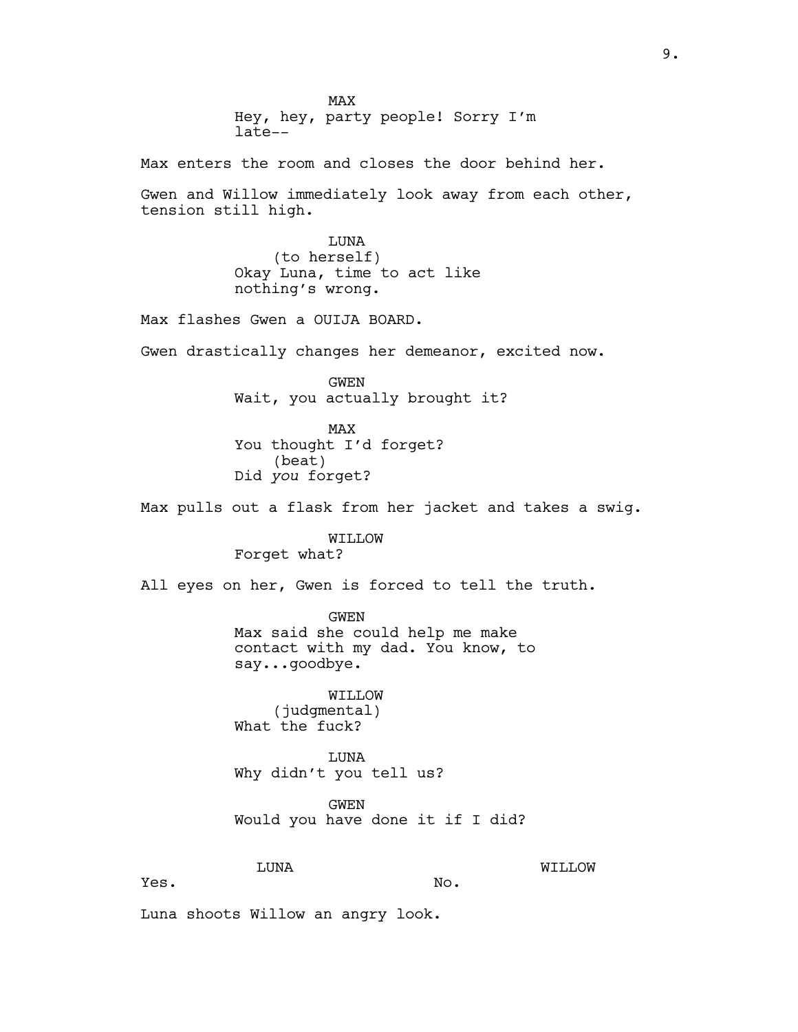MAX
Hey, hey, party people! Sorry I'm late--

Max enters the room and closes the door behind her.

Gwen and Willow immediately look away from each other, tension still high.

LUNA
(to herself)
Okay Luna, time to act like nothing's wrong.

Max flashes Gwen a OUIJA BOARD.

Gwen drastically changes her demeanor, excited now.

GWEN
Wait, you actually brought it?

MAX
You thought I'd forget?
(beat)
Did *you* forget?

Max pulls out a flask from her jacket and takes a swig.

WILLOW
Forget what?

All eyes on her, Gwen is forced to tell the truth.

GWEN
Max said she could help me make contact with my dad. You know, to say...goodbye.

WILLOW
(judgmental)
What the fuck?

LUNA
Why didn't you tell us?

GWEN
Would you have done it if I did?

LUNA
Yes.

WILLOW
No.

Luna shoots Willow an angry look.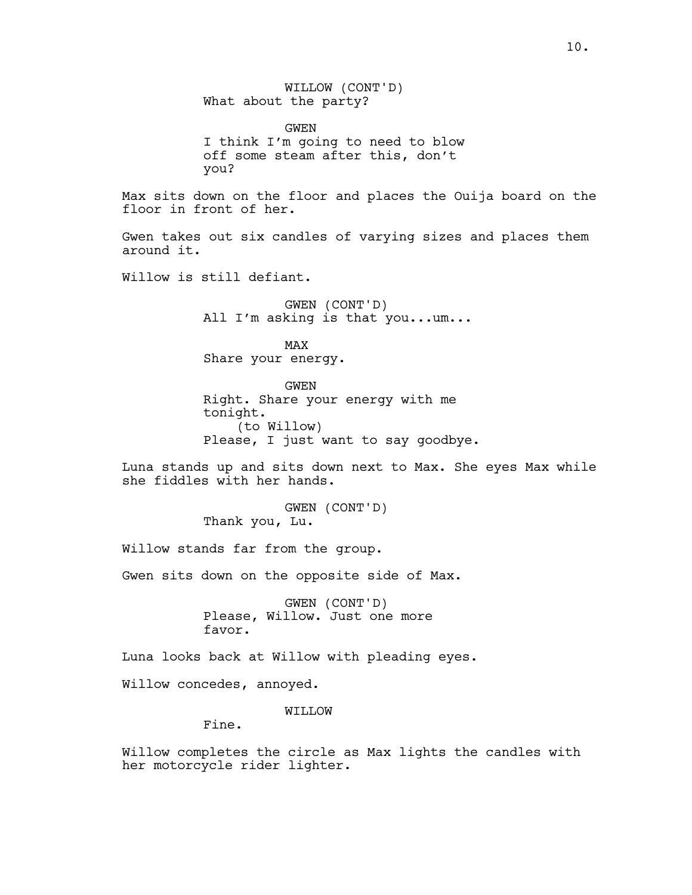WILLOW (CONT'D)
What about the party?

GWEN
I think I'm going to need to blow off some steam after this, don't you?

Max sits down on the floor and places the Ouija board on the floor in front of her.

Gwen takes out six candles of varying sizes and places them around it.

Willow is still defiant.

GWEN (CONT'D)
All I'm asking is that you...um...

MAX
Share your energy.

GWEN
Right. Share your energy with me tonight.
(to Willow)
Please, I just want to say goodbye.

Luna stands up and sits down next to Max. She eyes Max while she fiddles with her hands.

GWEN (CONT'D)
Thank you, Lu.

Willow stands far from the group.

Gwen sits down on the opposite side of Max.

GWEN (CONT'D)
Please, Willow. Just one more favor.

Luna looks back at Willow with pleading eyes.

Willow concedes, annoyed.

WILLOW
Fine.

Willow completes the circle as Max lights the candles with her motorcycle rider lighter.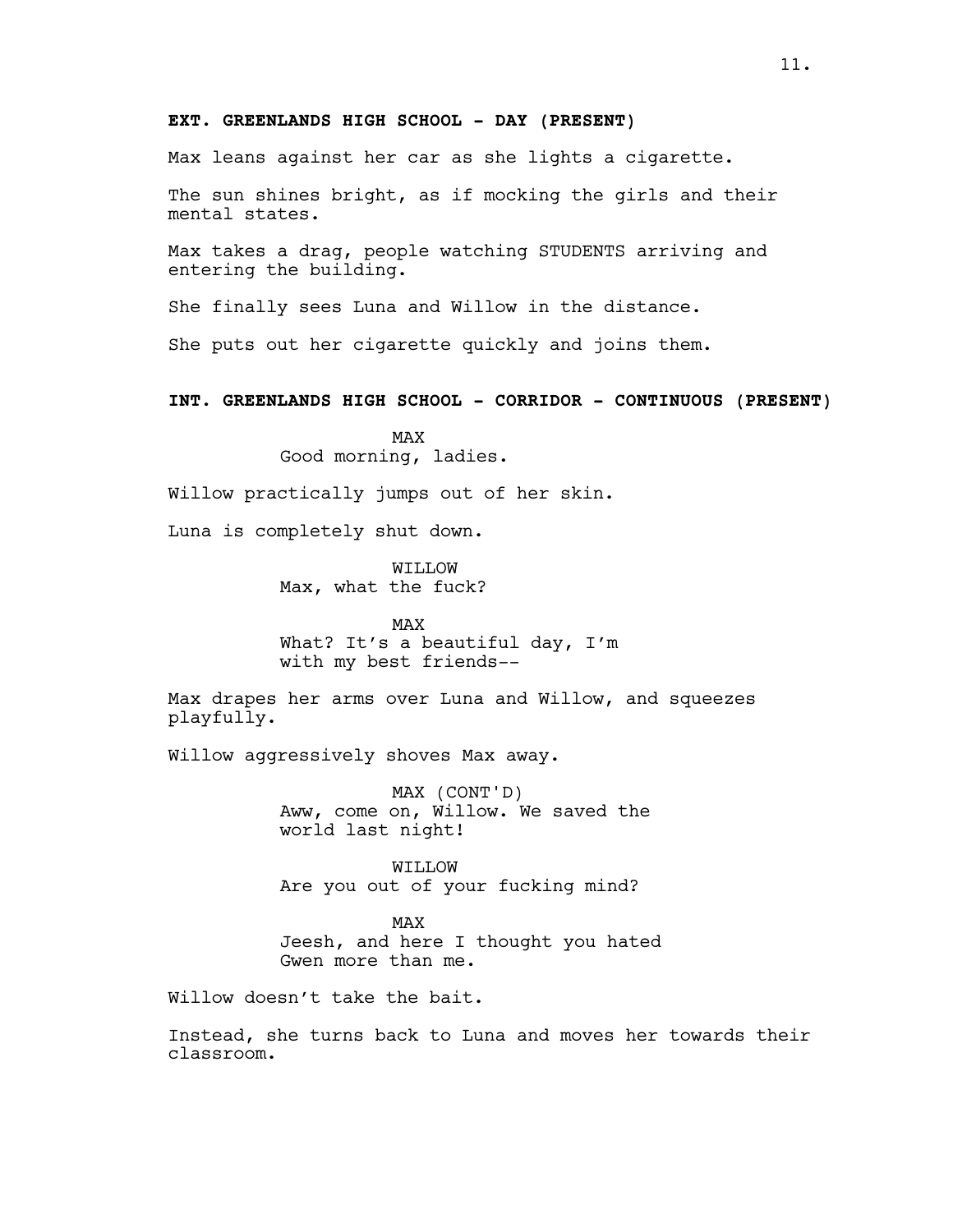**EXT. GREENLANDS HIGH SCHOOL - DAY (PRESENT)**

Max leans against her car as she lights a cigarette.

The sun shines bright, as if mocking the girls and their mental states.

Max takes a drag, people watching STUDENTS arriving and entering the building.

She finally sees Luna and Willow in the distance.

She puts out her cigarette quickly and joins them.

**INT. GREENLANDS HIGH SCHOOL - CORRIDOR - CONTINUOUS (PRESENT)**

MAX
Good morning, ladies.

Willow practically jumps out of her skin.

Luna is completely shut down.

WILLOW
Max, what the fuck?

MAX
What? It's a beautiful day, I'm with my best friends--

Max drapes her arms over Luna and Willow, and squeezes playfully.

Willow aggressively shoves Max away.

MAX (CONT'D)
Aww, come on, Willow. We saved the world last night!

WILLOW
Are you out of your fucking mind?

MAX
Jeesh, and here I thought you hated Gwen more than me.

Willow doesn't take the bait.

Instead, she turns back to Luna and moves her towards their classroom.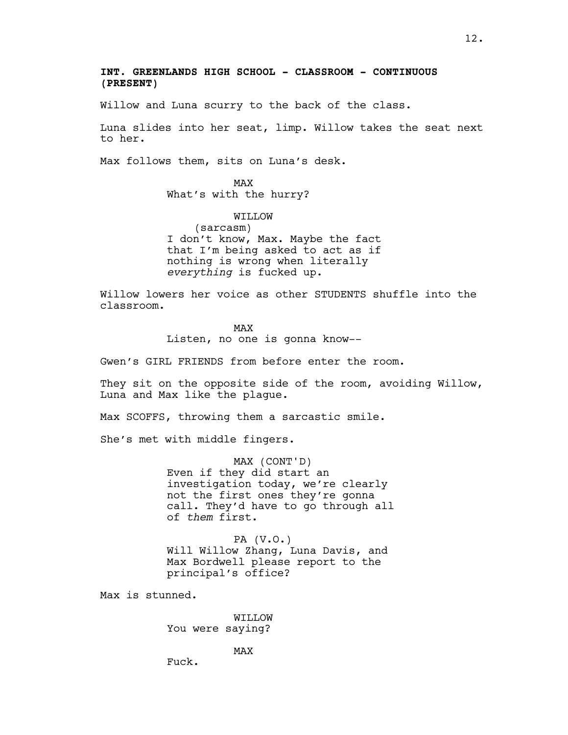**INT. GREENLANDS HIGH SCHOOL - CLASSROOM - CONTINUOUS (PRESENT)**

Willow and Luna scurry to the back of the class.

Luna slides into her seat, limp. Willow takes the seat next to her.

Max follows them, sits on Luna's desk.

MAX
What's with the hurry?

WILLOW
(sarcasm)
I don't know, Max. Maybe the fact that I'm being asked to act as if nothing is wrong when literally *everything* is fucked up.

Willow lowers her voice as other STUDENTS shuffle into the classroom.

MAX
Listen, no one is gonna know--

Gwen's GIRL FRIENDS from before enter the room.

They sit on the opposite side of the room, avoiding Willow, Luna and Max like the plague.

Max SCOFFS, throwing them a sarcastic smile.

She's met with middle fingers.

MAX (CONT'D)
Even if they did start an investigation today, we're clearly not the first ones they're gonna call. They'd have to go through all of *them* first.

PA (V.O.)
Will Willow Zhang, Luna Davis, and Max Bordwell please report to the principal's office?

Max is stunned.

WILLOW
You were saying?

MAX
Fuck.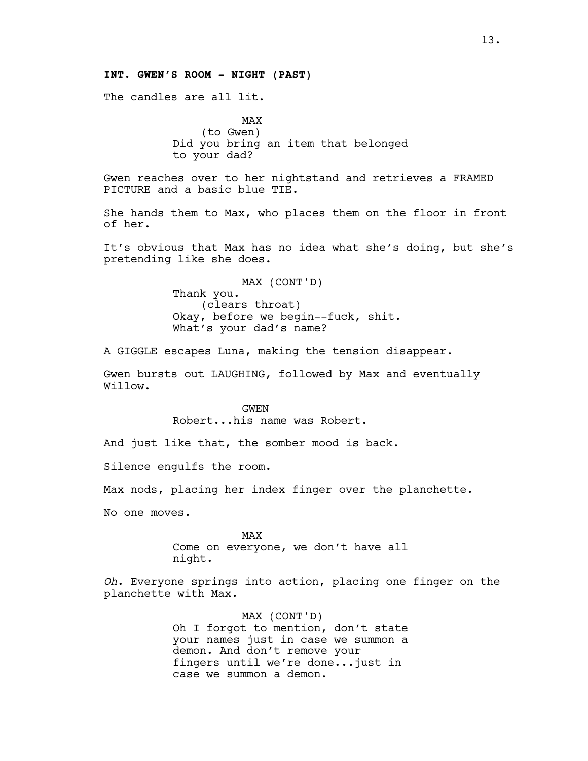**INT. GWEN'S ROOM - NIGHT (PAST)**

The candles are all lit.

MAX
(to Gwen)
Did you bring an item that belonged to your dad?

Gwen reaches over to her nightstand and retrieves a FRAMED PICTURE and a basic blue TIE.

She hands them to Max, who places them on the floor in front of her.

It's obvious that Max has no idea what she's doing, but she's pretending like she does.

MAX (CONT'D)
Thank you.
(clears throat)
Okay, before we begin--fuck, shit.
What's your dad's name?

A GIGGLE escapes Luna, making the tension disappear.

Gwen bursts out LAUGHING, followed by Max and eventually Willow.

GWEN
Robert...his name was Robert.

And just like that, the somber mood is back.

Silence engulfs the room.

Max nods, placing her index finger over the planchette.

No one moves.

MAX
Come on everyone, we don't have all night.

*Oh*. Everyone springs into action, placing one finger on the planchette with Max.

MAX (CONT'D)
Oh I forgot to mention, don't state your names just in case we summon a demon. And don't remove your fingers until we're done...just in case we summon a demon.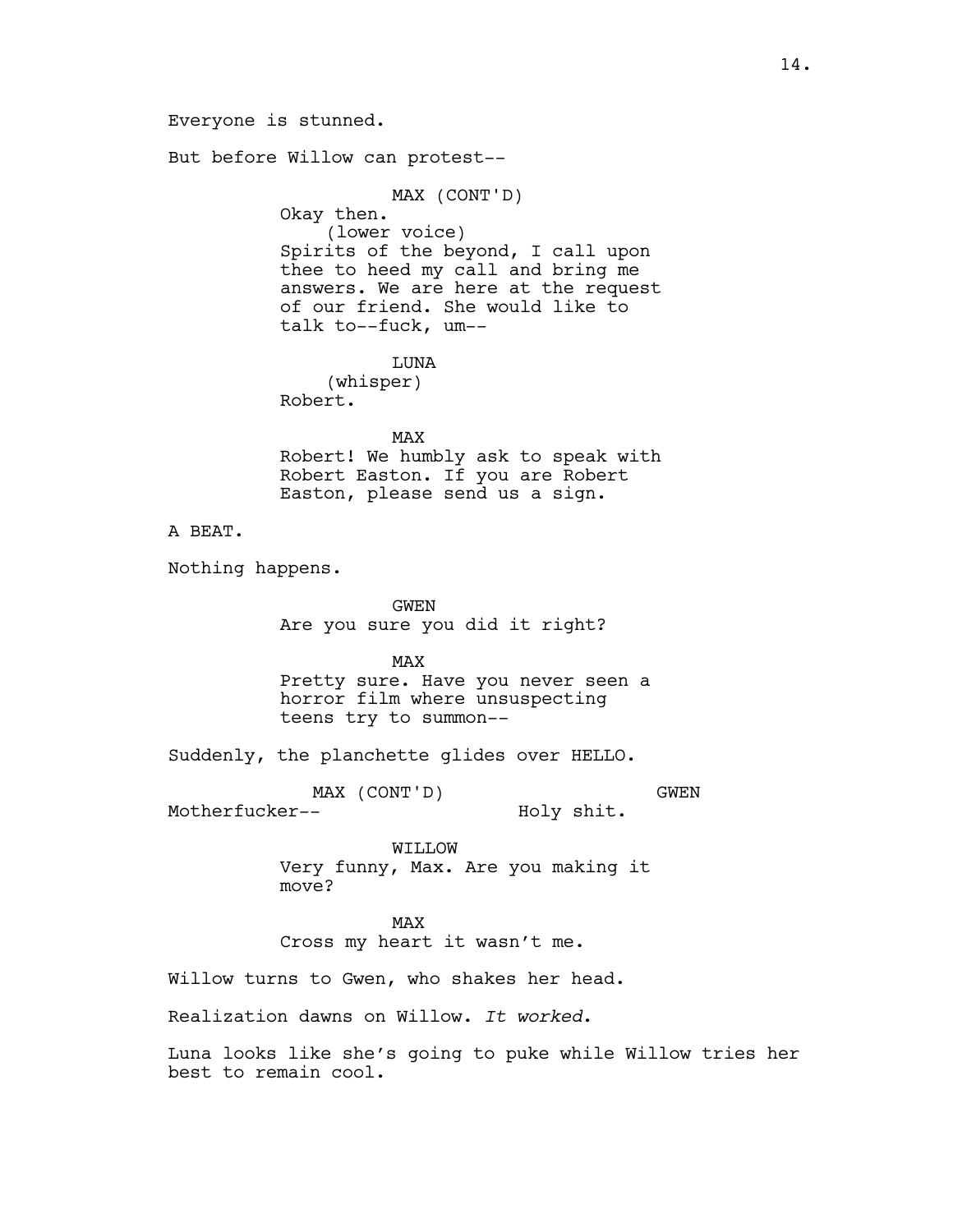Everyone is stunned.

But before Willow can protest--

MAX (CONT'D)
Okay then.
(lower voice)
Spirits of the beyond, I call upon thee to heed my call and bring me answers. We are here at the request of our friend. She would like to talk to--fuck, um--

LUNA
(whisper)
Robert.

MAX
Robert! We humbly ask to speak with Robert Easton. If you are Robert Easton, please send us a sign.

A BEAT.

Nothing happens.

GWEN
Are you sure you did it right?

MAX
Pretty sure. Have you never seen a horror film where unsuspecting teens try to summon--

Suddenly, the planchette glides over HELLO.

MAX (CONT'D)
Motherfucker--

GWEN
Holy shit.

WILLOW
Very funny, Max. Are you making it move?

MAX
Cross my heart it wasn't me.

Willow turns to Gwen, who shakes her head.

Realization dawns on Willow. *It worked*.

Luna looks like she's going to puke while Willow tries her best to remain cool.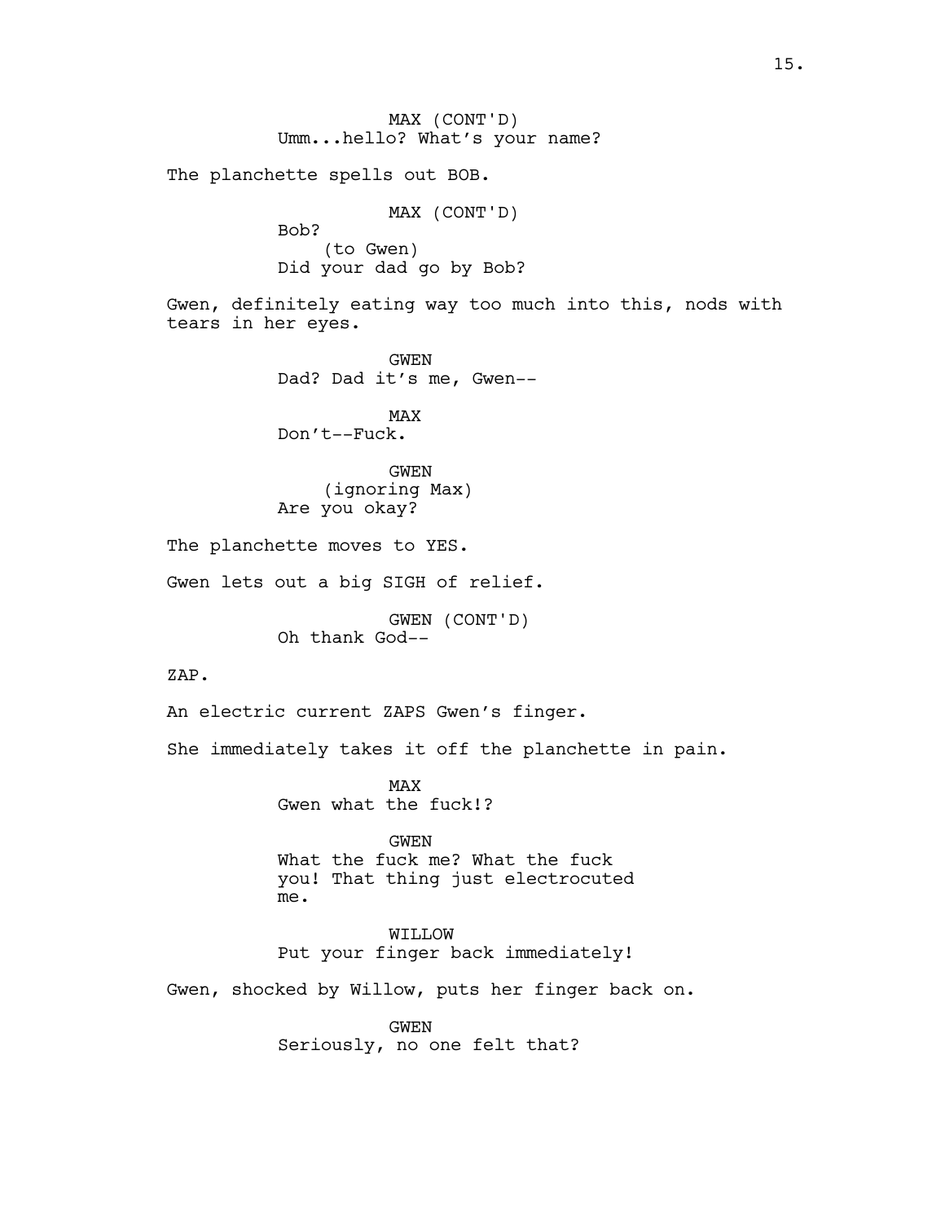MAX (CONT'D)
Umm...hello? What's your name?

The planchette spells out BOB.

MAX (CONT'D)
Bob?
(to Gwen)
Did your dad go by Bob?

Gwen, definitely eating way too much into this, nods with tears in her eyes.

GWEN
Dad? Dad it's me, Gwen--

MAX
Don't--Fuck.

GWEN
(ignoring Max)
Are you okay?

The planchette moves to YES.

Gwen lets out a big SIGH of relief.

GWEN (CONT'D)
Oh thank God--

ZAP.

An electric current ZAPS Gwen's finger.

She immediately takes it off the planchette in pain.

MAX
Gwen what the fuck!?

GWEN
What the fuck me? What the fuck you! That thing just electrocuted me.

WILLOW
Put your finger back immediately!

Gwen, shocked by Willow, puts her finger back on.

GWEN
Seriously, no one felt that?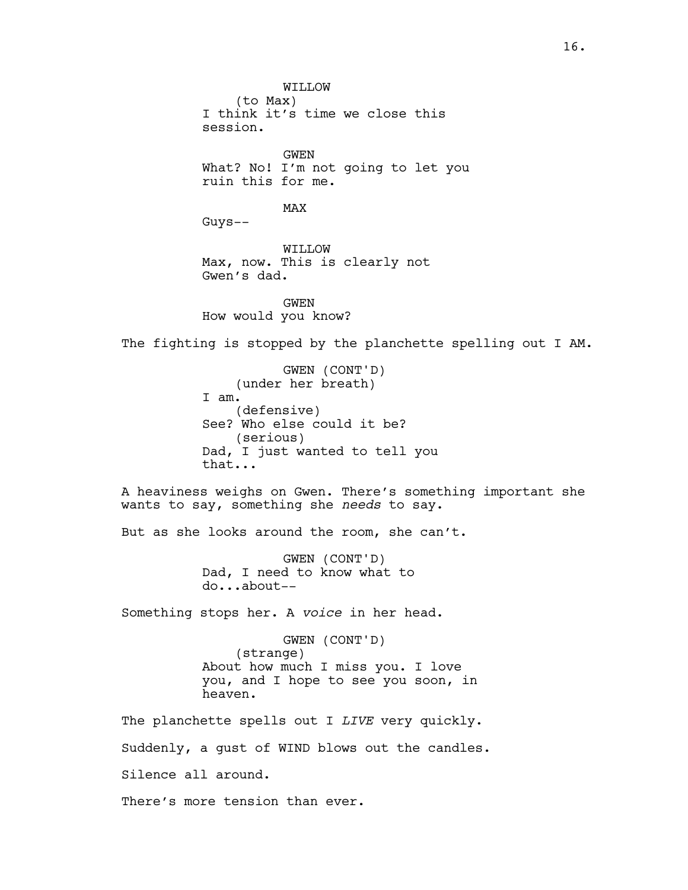WILLOW
(to Max)
I think it's time we close this session.

GWEN
What? No! I'm not going to let you ruin this for me.

MAX
Guys--

WILLOW
Max, now. This is clearly not Gwen's dad.

GWEN
How would you know?

The fighting is stopped by the planchette spelling out I AM.

GWEN (CONT'D)
(under her breath)
I am.
(defensive)
See? Who else could it be?
(serious)
Dad, I just wanted to tell you that...

A heaviness weighs on Gwen. There's something important she wants to say, something she *needs* to say.

But as she looks around the room, she can't.

GWEN (CONT'D)
Dad, I need to know what to do...about--

Something stops her. A *voice* in her head.

GWEN (CONT'D)
(strange)
About how much I miss you. I love you, and I hope to see you soon, in heaven.

The planchette spells out I *LIVE* very quickly.

Suddenly, a gust of WIND blows out the candles.

Silence all around.

There's more tension than ever.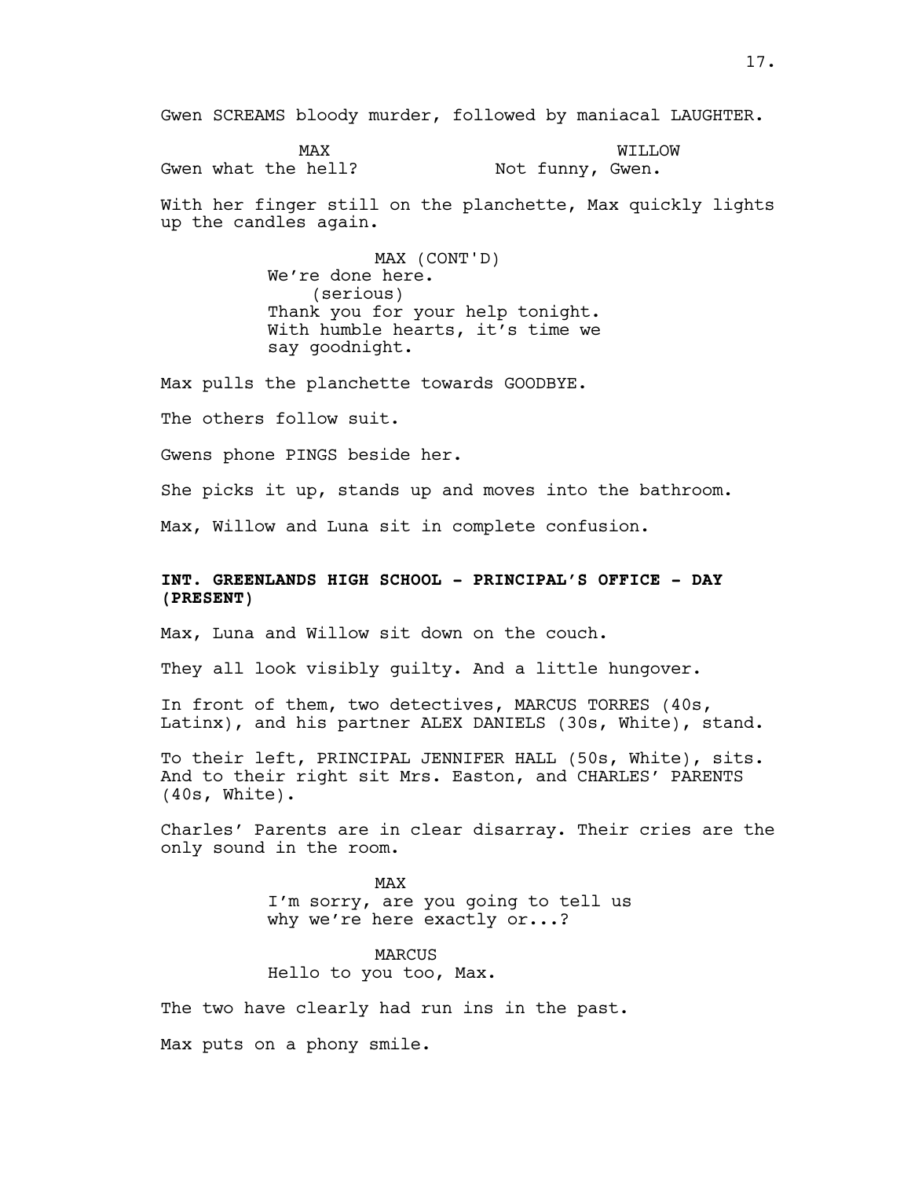Gwen SCREAMS bloody murder, followed by maniacal LAUGHTER.

MAX
Gwen what the hell?

WILLOW
Not funny, Gwen.

With her finger still on the planchette, Max quickly lights up the candles again.

MAX (CONT'D)
We're done here.
(serious)
Thank you for your help tonight.
With humble hearts, it's time we say goodnight.

Max pulls the planchette towards GOODBYE.

The others follow suit.

Gwens phone PINGS beside her.

She picks it up, stands up and moves into the bathroom.

Max, Willow and Luna sit in complete confusion.

**INT. GREENLANDS HIGH SCHOOL - PRINCIPAL'S OFFICE - DAY (PRESENT)**

Max, Luna and Willow sit down on the couch.

They all look visibly guilty. And a little hungover.

In front of them, two detectives, MARCUS TORRES (40s, Latinx), and his partner ALEX DANIELS (30s, White), stand.

To their left, PRINCIPAL JENNIFER HALL (50s, White), sits. And to their right sit Mrs. Easton, and CHARLES' PARENTS (40s, White).

Charles' Parents are in clear disarray. Their cries are the only sound in the room.

MAX
I'm sorry, are you going to tell us why we're here exactly or...?

MARCUS
Hello to you too, Max.

The two have clearly had run ins in the past.

Max puts on a phony smile.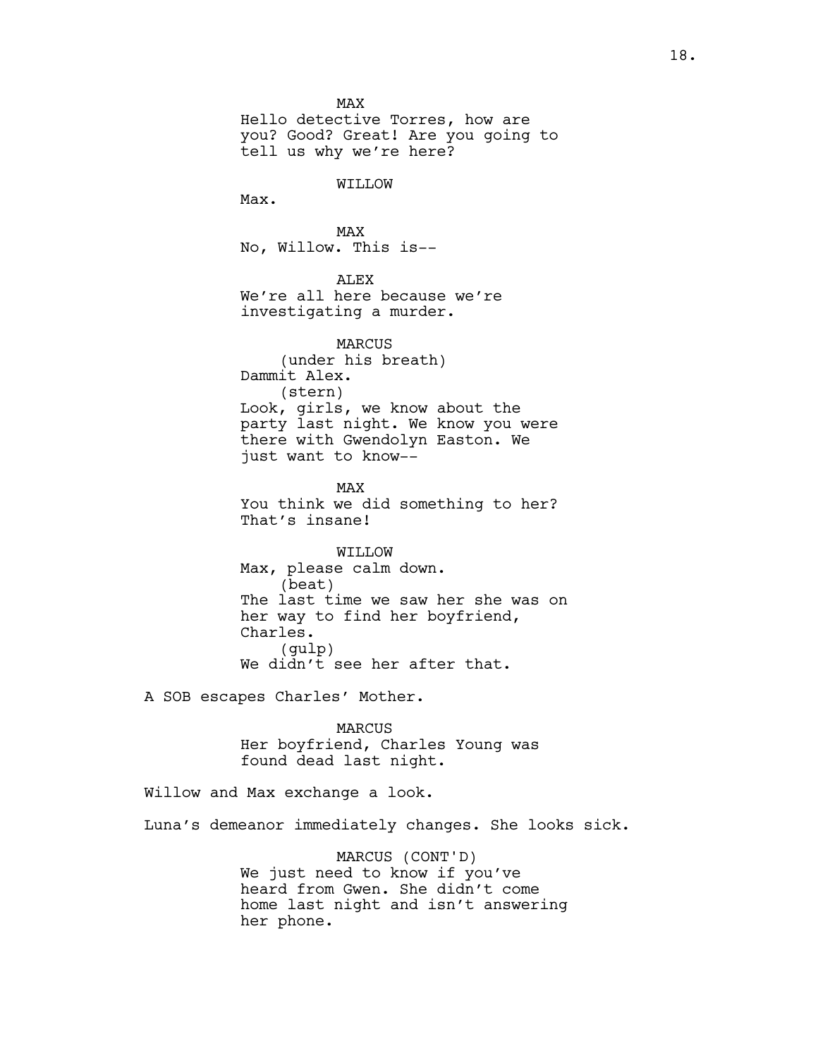MAX

Hello detective Torres, how are you? Good? Great! Are you going to tell us why we're here?

WILLOW

Max.

MAX

No, Willow. This is--

ALEX

We're all here because we're investigating a murder.

MARCUS

(under his breath)

Dammit Alex.

(stern)

Look, girls, we know about the party last night. We know you were there with Gwendolyn Easton. We just want to know--

MAX

You think we did something to her? That's insane!

WILLOW

Max, please calm down.

(beat)

The last time we saw her she was on her way to find her boyfriend, Charles.

(gulp)

We didn't see her after that.

A SOB escapes Charles' Mother.

MARCUS

Her boyfriend, Charles Young was found dead last night.

Willow and Max exchange a look.

Luna's demeanor immediately changes. She looks sick.

MARCUS (CONT'D)

We just need to know if you've heard from Gwen. She didn't come home last night and isn't answering her phone.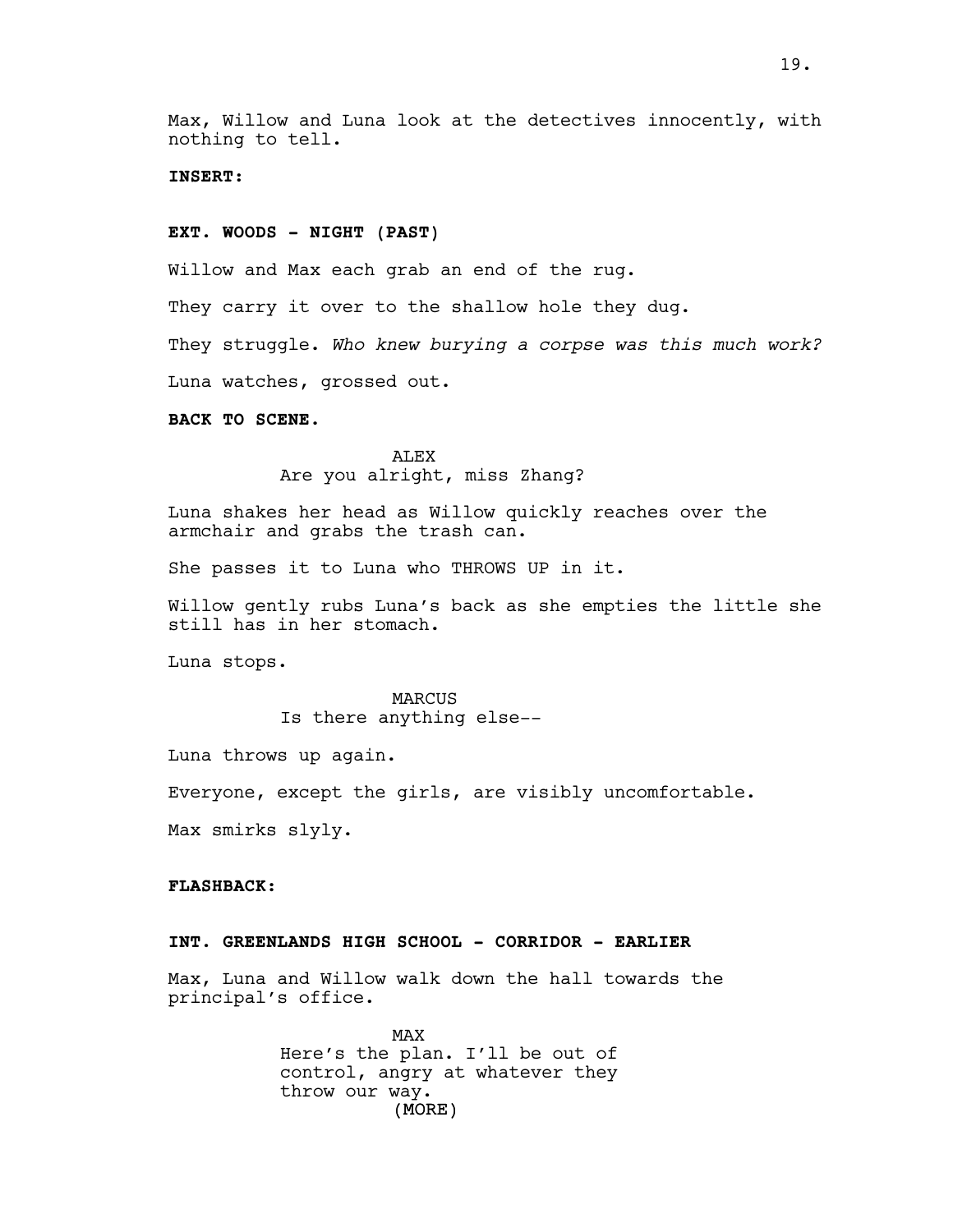Max, Willow and Luna look at the detectives innocently, with nothing to tell.

**INSERT:**

**EXT. WOODS - NIGHT (PAST)**

Willow and Max each grab an end of the rug.

They carry it over to the shallow hole they dug.

They struggle. *Who knew burying a corpse was this much work?*

Luna watches, grossed out.

**BACK TO SCENE.**

ALEX
Are you alright, miss Zhang?

Luna shakes her head as Willow quickly reaches over the armchair and grabs the trash can.

She passes it to Luna who THROWS UP in it.

Willow gently rubs Luna's back as she empties the little she still has in her stomach.

Luna stops.

MARCUS
Is there anything else--

Luna throws up again.

Everyone, except the girls, are visibly uncomfortable.

Max smirks slyly.

**FLASHBACK:**

**INT. GREENLANDS HIGH SCHOOL - CORRIDOR - EARLIER**

Max, Luna and Willow walk down the hall towards the principal's office.

MAX
Here's the plan. I'll be out of control, angry at whatever they throw our way.
(MORE)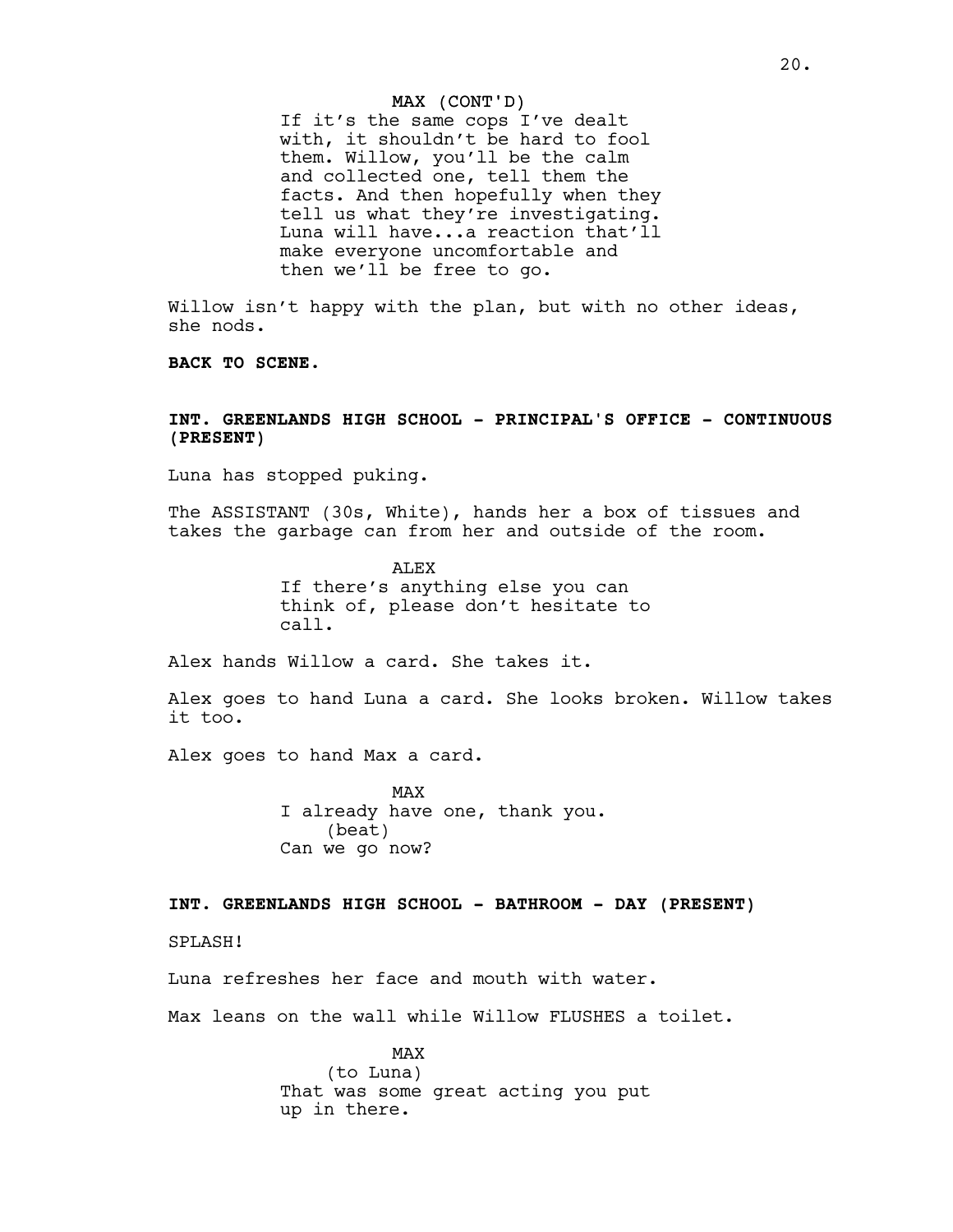MAX (CONT'D)
If it's the same cops I've dealt with, it shouldn't be hard to fool them. Willow, you'll be the calm and collected one, tell them the facts. And then hopefully when they tell us what they're investigating. Luna will have...a reaction that'll make everyone uncomfortable and then we'll be free to go.

Willow isn't happy with the plan, but with no other ideas, she nods.

**BACK TO SCENE.**

**INT. GREENLANDS HIGH SCHOOL - PRINCIPAL'S OFFICE - CONTINUOUS (PRESENT)**

Luna has stopped puking.

The ASSISTANT (30s, White), hands her a box of tissues and takes the garbage can from her and outside of the room.

ALEX
If there's anything else you can think of, please don't hesitate to call.

Alex hands Willow a card. She takes it.

Alex goes to hand Luna a card. She looks broken. Willow takes it too.

Alex goes to hand Max a card.

MAX
I already have one, thank you.
(beat)
Can we go now?

**INT. GREENLANDS HIGH SCHOOL - BATHROOM - DAY (PRESENT)**

SPLASH!

Luna refreshes her face and mouth with water.

Max leans on the wall while Willow FLUSHES a toilet.

MAX
(to Luna)
That was some great acting you put up in there.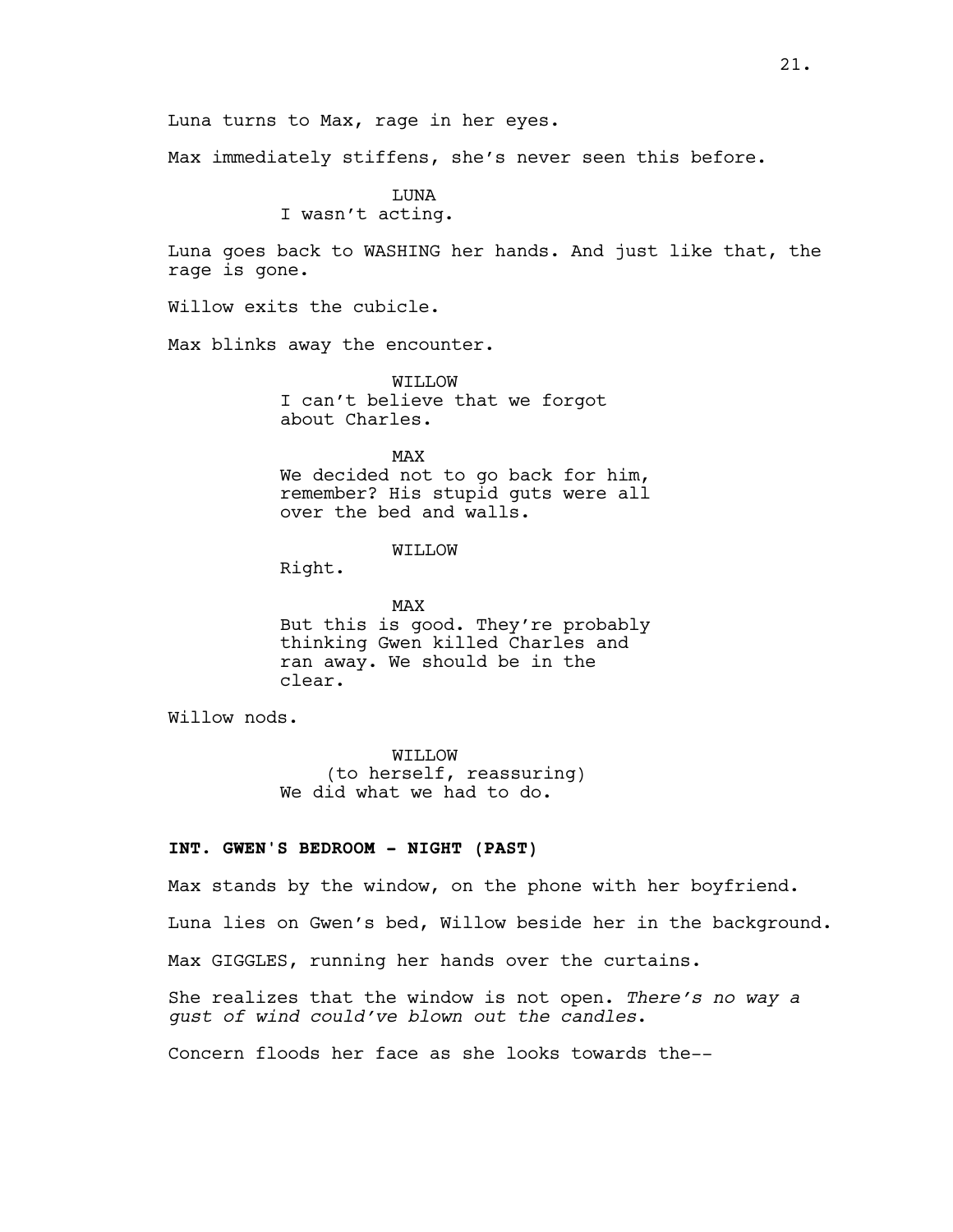Luna turns to Max, rage in her eyes.

Max immediately stiffens, she's never seen this before.

LUNA
I wasn't acting.

Luna goes back to WASHING her hands. And just like that, the rage is gone.

Willow exits the cubicle.

Max blinks away the encounter.

WILLOW
I can't believe that we forgot about Charles.

MAX
We decided not to go back for him, remember? His stupid guts were all over the bed and walls.

WILLOW
Right.

MAX
But this is good. They're probably thinking Gwen killed Charles and ran away. We should be in the clear.

Willow nods.

WILLOW
(to herself, reassuring)
We did what we had to do.

**INT. GWEN'S BEDROOM - NIGHT (PAST)**

Max stands by the window, on the phone with her boyfriend.

Luna lies on Gwen's bed, Willow beside her in the background.

Max GIGGLES, running her hands over the curtains.

She realizes that the window is not open. *There's no way a gust of wind could've blown out the candles.*

Concern floods her face as she looks towards the--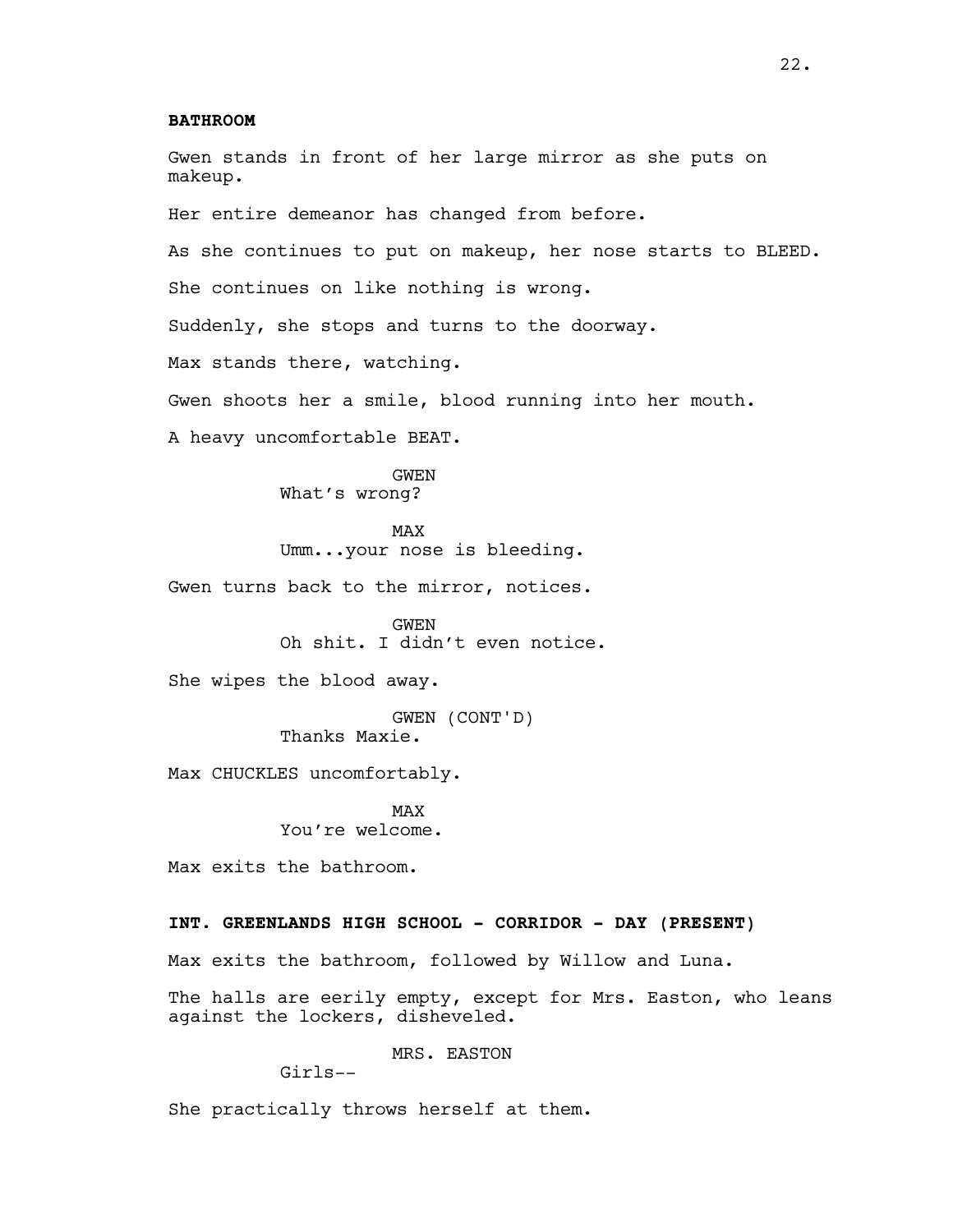**BATHROOM**

Gwen stands in front of her large mirror as she puts on makeup.

Her entire demeanor has changed from before.

As she continues to put on makeup, her nose starts to BLEED.

She continues on like nothing is wrong.

Suddenly, she stops and turns to the doorway.

Max stands there, watching.

Gwen shoots her a smile, blood running into her mouth.

A heavy uncomfortable BEAT.

GWEN
What's wrong?

MAX
Umm...your nose is bleeding.

Gwen turns back to the mirror, notices.

GWEN
Oh shit. I didn't even notice.

She wipes the blood away.

GWEN (CONT'D)
Thanks Maxie.

Max CHUCKLES uncomfortably.

MAX
You're welcome.

Max exits the bathroom.

**INT. GREENLANDS HIGH SCHOOL - CORRIDOR - DAY (PRESENT)**

Max exits the bathroom, followed by Willow and Luna.

The halls are eerily empty, except for Mrs. Easton, who leans against the lockers, disheveled.

MRS. EASTON
Girls--

She practically throws herself at them.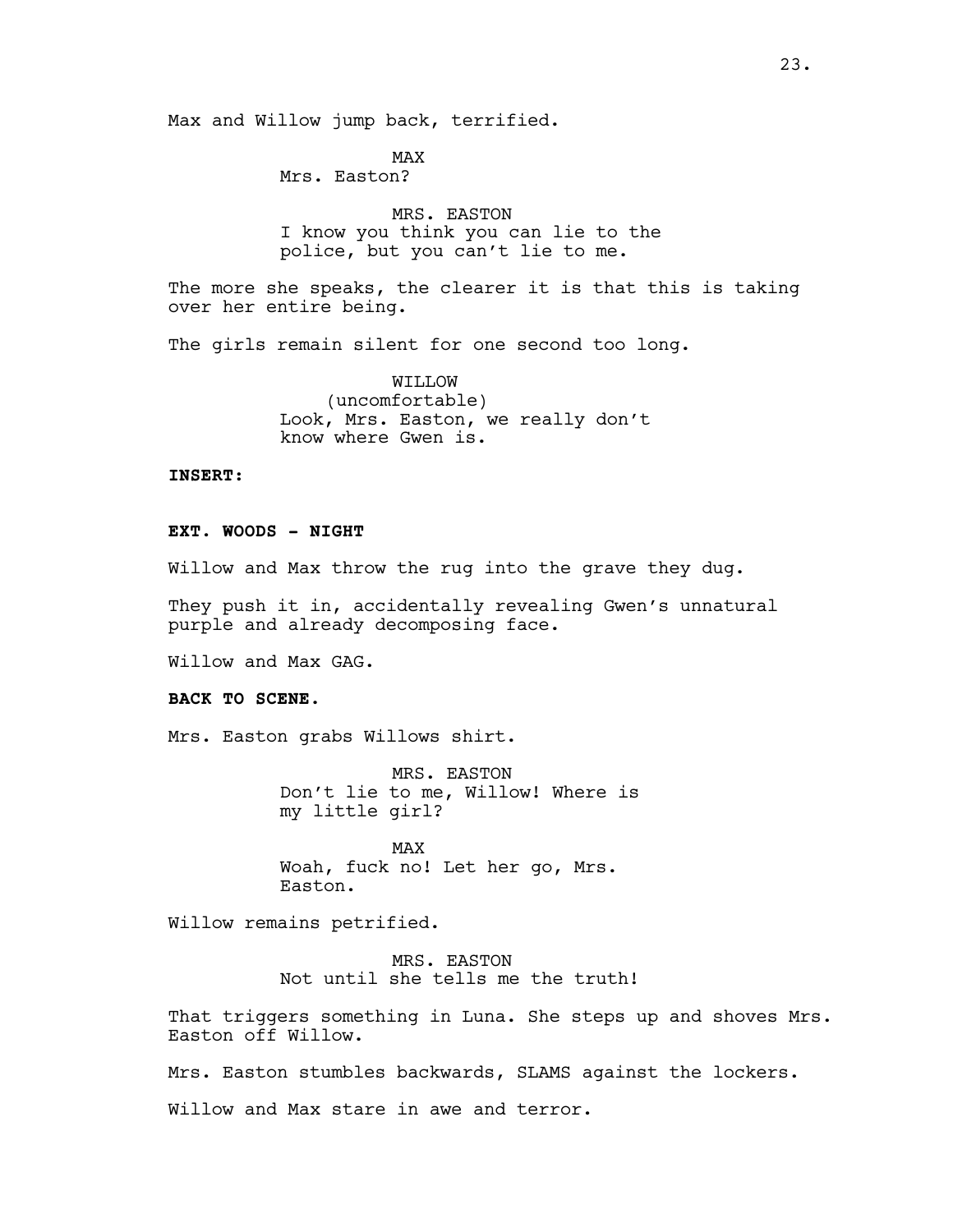Max and Willow jump back, terrified.

MAX
Mrs. Easton?

MRS. EASTON
I know you think you can lie to the police, but you can't lie to me.

The more she speaks, the clearer it is that this is taking over her entire being.

The girls remain silent for one second too long.

WILLOW
(uncomfortable)
Look, Mrs. Easton, we really don't know where Gwen is.

**INSERT:**

**EXT. WOODS - NIGHT**

Willow and Max throw the rug into the grave they dug.

They push it in, accidentally revealing Gwen's unnatural purple and already decomposing face.

Willow and Max GAG.

**BACK TO SCENE.**

Mrs. Easton grabs Willows shirt.

MRS. EASTON
Don't lie to me, Willow! Where is my little girl?

MAX
Woah, fuck no! Let her go, Mrs. Easton.

Willow remains petrified.

MRS. EASTON
Not until she tells me the truth!

That triggers something in Luna. She steps up and shoves Mrs. Easton off Willow.

Mrs. Easton stumbles backwards, SLAMS against the lockers.

Willow and Max stare in awe and terror.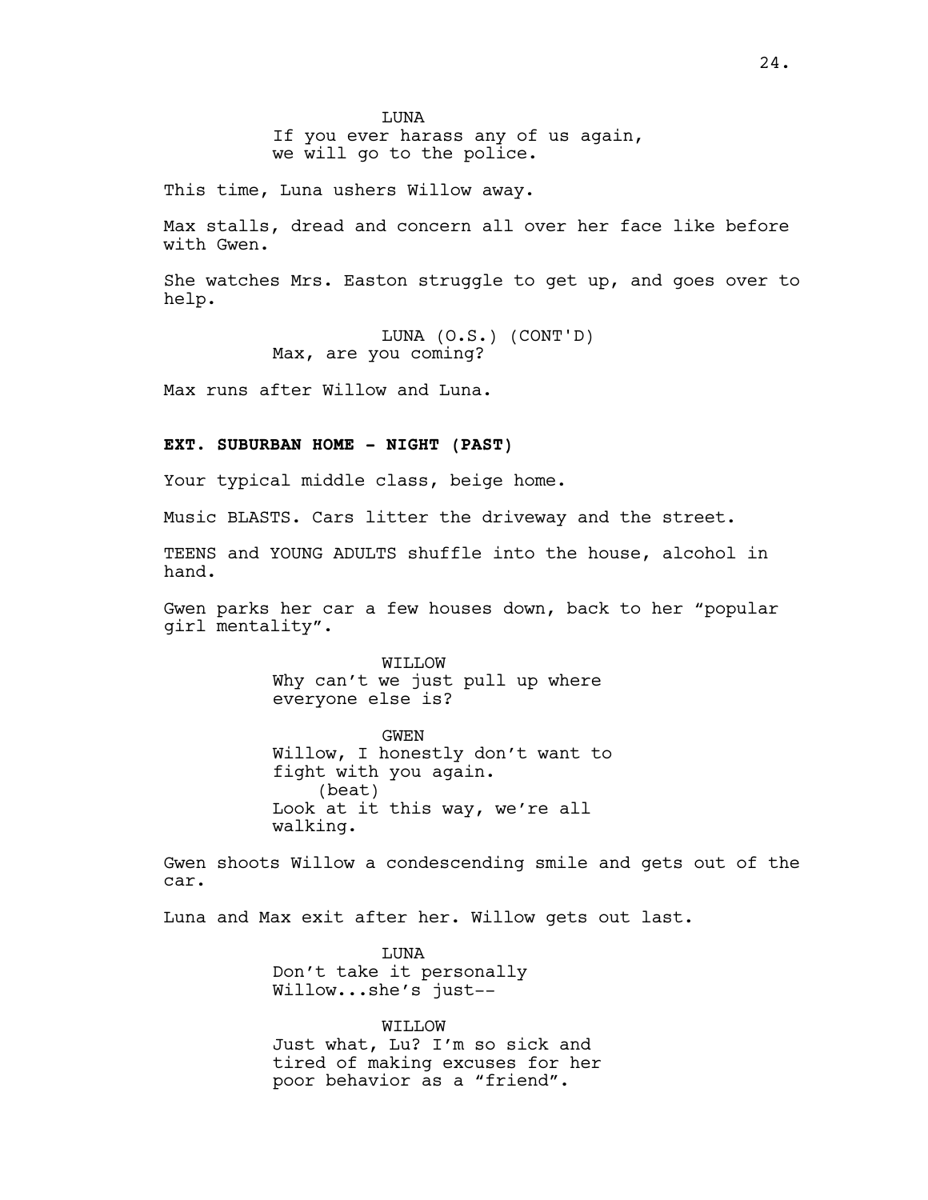LUNA
If you ever harass any of us again, we will go to the police.

This time, Luna ushers Willow away.

Max stalls, dread and concern all over her face like before with Gwen.

She watches Mrs. Easton struggle to get up, and goes over to help.

LUNA (O.S.) (CONT'D)
Max, are you coming?

Max runs after Willow and Luna.

**EXT. SUBURBAN HOME - NIGHT (PAST)**

Your typical middle class, beige home.

Music BLASTS. Cars litter the driveway and the street.

TEENS and YOUNG ADULTS shuffle into the house, alcohol in hand.

Gwen parks her car a few houses down, back to her "popular girl mentality".

WILLOW
Why can't we just pull up where everyone else is?

GWEN
Willow, I honestly don't want to fight with you again.
(beat)
Look at it this way, we're all walking.

Gwen shoots Willow a condescending smile and gets out of the car.

Luna and Max exit after her. Willow gets out last.

LUNA
Don't take it personally Willow...she's just--

WILLOW
Just what, Lu? I'm so sick and tired of making excuses for her poor behavior as a "friend".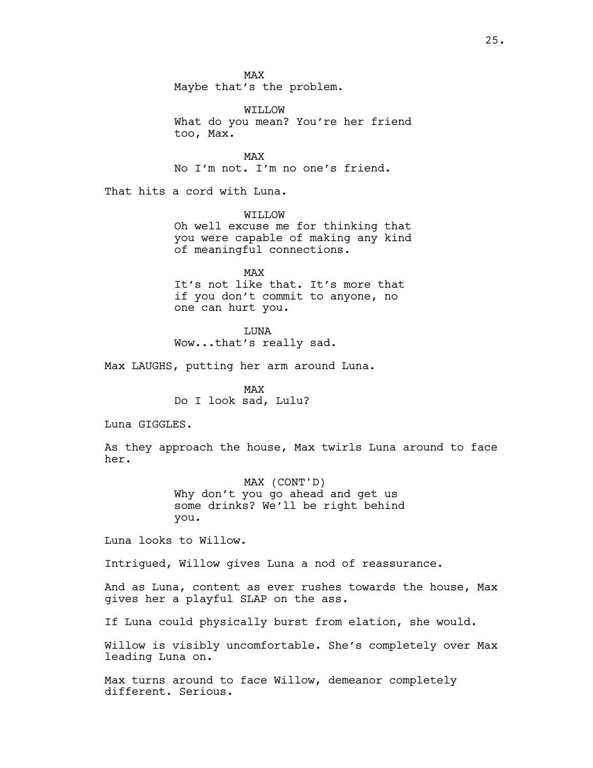MAX
Maybe that's the problem.

WILLOW
What do you mean? You're her friend too, Max.

MAX
No I'm not. I'm no one's friend.

That hits a cord with Luna.

WILLOW
Oh well excuse me for thinking that you were capable of making any kind of meaningful connections.

MAX
It's not like that. It's more that if you don't commit to anyone, no one can hurt you.

LUNA
Wow...that's really sad.

Max LAUGHS, putting her arm around Luna.

MAX
Do I look sad, Lulu?

Luna GIGGLES.

As they approach the house, Max twirls Luna around to face her.

MAX (CONT'D)
Why don't you go ahead and get us some drinks? We'll be right behind you.

Luna looks to Willow.

Intrigued, Willow gives Luna a nod of reassurance.

And as Luna, content as ever rushes towards the house, Max gives her a playful SLAP on the ass.

If Luna could physically burst from elation, she would.

Willow is visibly uncomfortable. She's completely over Max leading Luna on.

Max turns around to face Willow, demeanor completely different. Serious.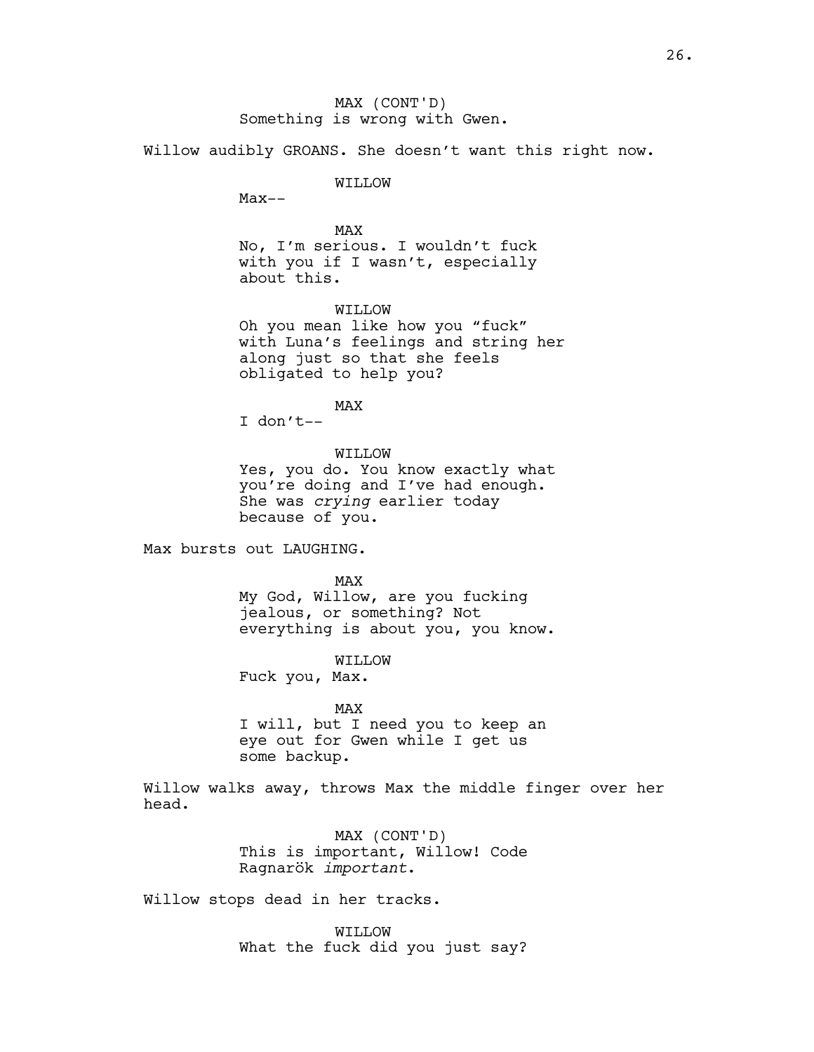MAX (CONT'D)
Something is wrong with Gwen.

Willow audibly GROANS. She doesn't want this right now.

WILLOW
Max--

MAX
No, I'm serious. I wouldn't fuck with you if I wasn't, especially about this.

WILLOW
Oh you mean like how you "fuck" with Luna's feelings and string her along just so that she feels obligated to help you?

MAX
I don't--

WILLOW
Yes, you do. You know exactly what you're doing and I've had enough. She was *crying* earlier today because of you.

Max bursts out LAUGHING.

MAX
My God, Willow, are you fucking jealous, or something? Not everything is about you, you know.

WILLOW
Fuck you, Max.

MAX
I will, but I need you to keep an eye out for Gwen while I get us some backup.

Willow walks away, throws Max the middle finger over her head.

MAX (CONT'D)
This is important, Willow! Code Ragnarök *important*.

Willow stops dead in her tracks.

WILLOW
What the fuck did you just say?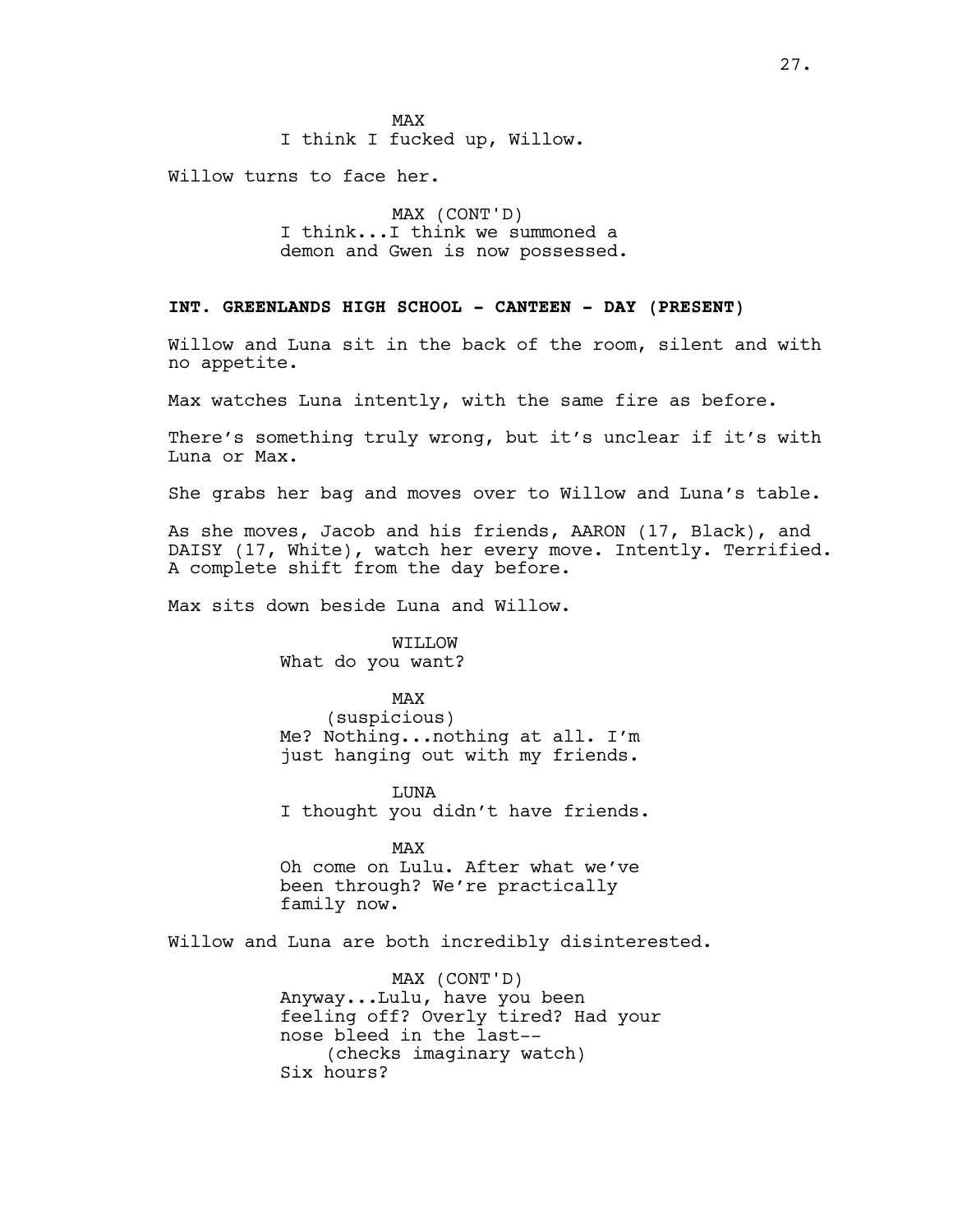MAX
I think I fucked up, Willow.

Willow turns to face her.

MAX (CONT'D)
I think...I think we summoned a demon and Gwen is now possessed.

**INT. GREENLANDS HIGH SCHOOL - CANTEEN - DAY (PRESENT)**

Willow and Luna sit in the back of the room, silent and with no appetite.

Max watches Luna intently, with the same fire as before.

There's something truly wrong, but it's unclear if it's with Luna or Max.

She grabs her bag and moves over to Willow and Luna's table.

As she moves, Jacob and his friends, AARON (17, Black), and DAISY (17, White), watch her every move. Intently. Terrified. A complete shift from the day before.

Max sits down beside Luna and Willow.

WILLOW
What do you want?

MAX
(suspicious)
Me? Nothing...nothing at all. I'm just hanging out with my friends.

LUNA
I thought you didn't have friends.

MAX
Oh come on Lulu. After what we've been through? We're practically family now.

Willow and Luna are both incredibly disinterested.

MAX (CONT'D)
Anyway...Lulu, have you been feeling off? Overly tired? Had your nose bleed in the last--
(checks imaginary watch)
Six hours?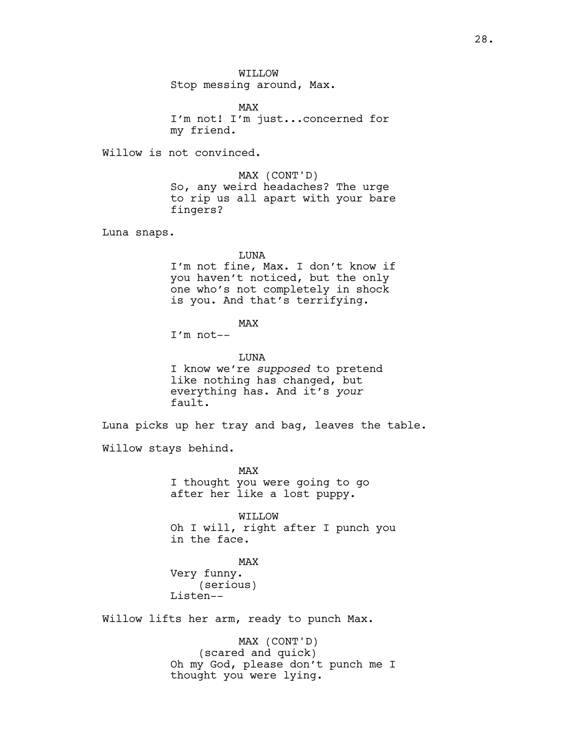WILLOW
Stop messing around, Max.

MAX
I'm not! I'm just...concerned for my friend.

Willow is not convinced.

MAX (CONT'D)
So, any weird headaches? The urge to rip us all apart with your bare fingers?

Luna snaps.

LUNA
I'm not fine, Max. I don't know if you haven't noticed, but the only one who's not completely in shock is you. And that's terrifying.

MAX
I'm not--

LUNA
I know we're *supposed* to pretend like nothing has changed, but everything has. And it's *your* fault.

Luna picks up her tray and bag, leaves the table.

Willow stays behind.

MAX
I thought you were going to go after her like a lost puppy.

WILLOW
Oh I will, right after I punch you in the face.

MAX
Very funny.
(serious)
Listen--

Willow lifts her arm, ready to punch Max.

MAX (CONT'D)
(scared and quick)
Oh my God, please don't punch me I thought you were lying.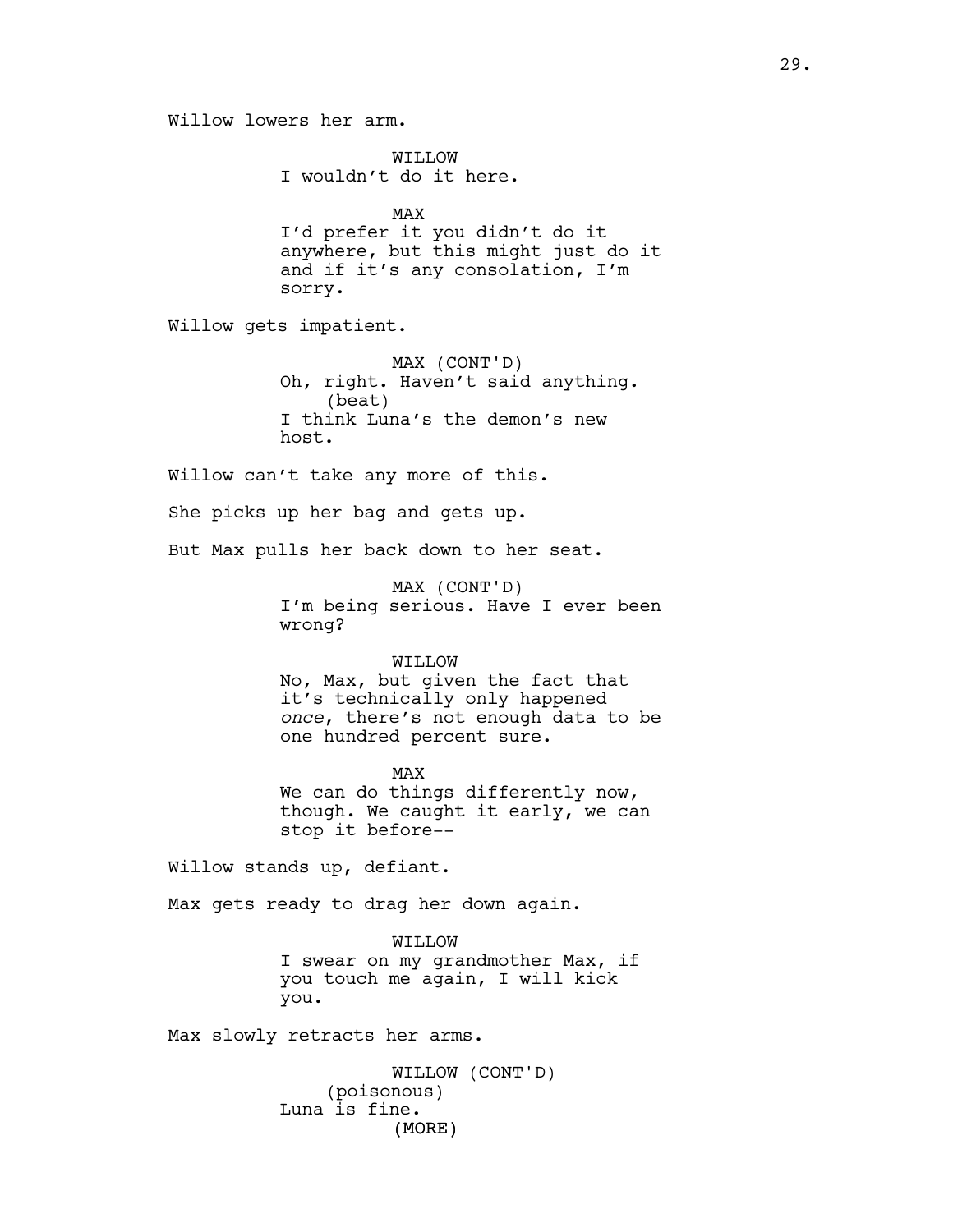Willow lowers her arm.

WILLOW
I wouldn't do it here.

MAX
I'd prefer it you didn't do it anywhere, but this might just do it and if it's any consolation, I'm sorry.

Willow gets impatient.

MAX (CONT'D)
Oh, right. Haven't said anything.
(beat)
I think Luna's the demon's new host.

Willow can't take any more of this.

She picks up her bag and gets up.

But Max pulls her back down to her seat.

MAX (CONT'D)
I'm being serious. Have I ever been wrong?

WILLOW
No, Max, but given the fact that it's technically only happened *once*, there's not enough data to be one hundred percent sure.

MAX
We can do things differently now, though. We caught it early, we can stop it before--

Willow stands up, defiant.

Max gets ready to drag her down again.

WILLOW
I swear on my grandmother Max, if you touch me again, I will kick you.

Max slowly retracts her arms.

WILLOW (CONT'D)
(poisonous)
Luna is fine.
(MORE)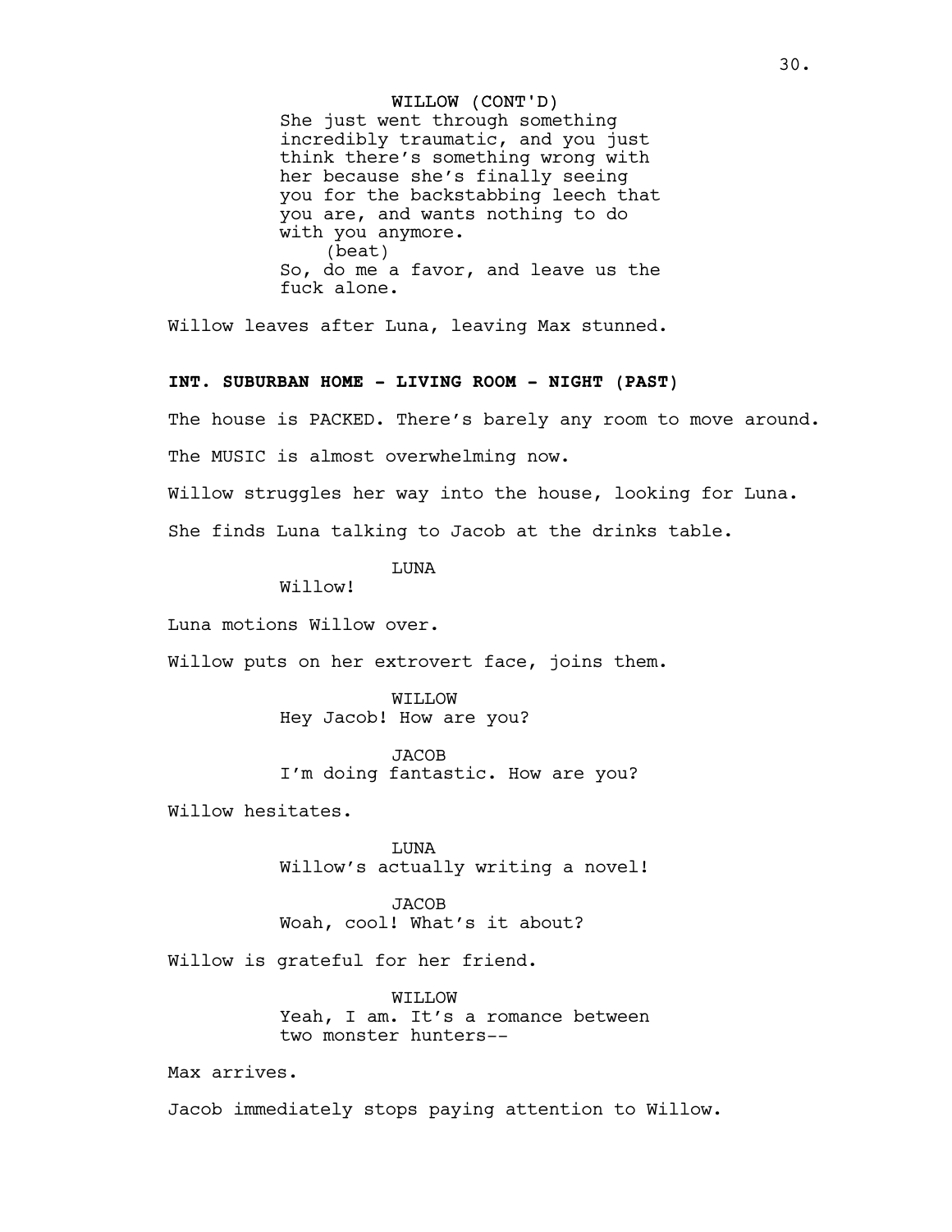WILLOW (CONT'D)
She just went through something incredibly traumatic, and you just think there's something wrong with her because she's finally seeing you for the backstabbing leech that you are, and wants nothing to do with you anymore.
(beat)
So, do me a favor, and leave us the fuck alone.

Willow leaves after Luna, leaving Max stunned.

**INT. SUBURBAN HOME - LIVING ROOM - NIGHT (PAST)**

The house is PACKED. There's barely any room to move around.

The MUSIC is almost overwhelming now.

Willow struggles her way into the house, looking for Luna.

She finds Luna talking to Jacob at the drinks table.

LUNA
Willow!

Luna motions Willow over.

Willow puts on her extrovert face, joins them.

WILLOW
Hey Jacob! How are you?

JACOB
I'm doing fantastic. How are you?

Willow hesitates.

LUNA
Willow's actually writing a novel!

JACOB
Woah, cool! What's it about?

Willow is grateful for her friend.

WILLOW
Yeah, I am. It's a romance between two monster hunters--

Max arrives.

Jacob immediately stops paying attention to Willow.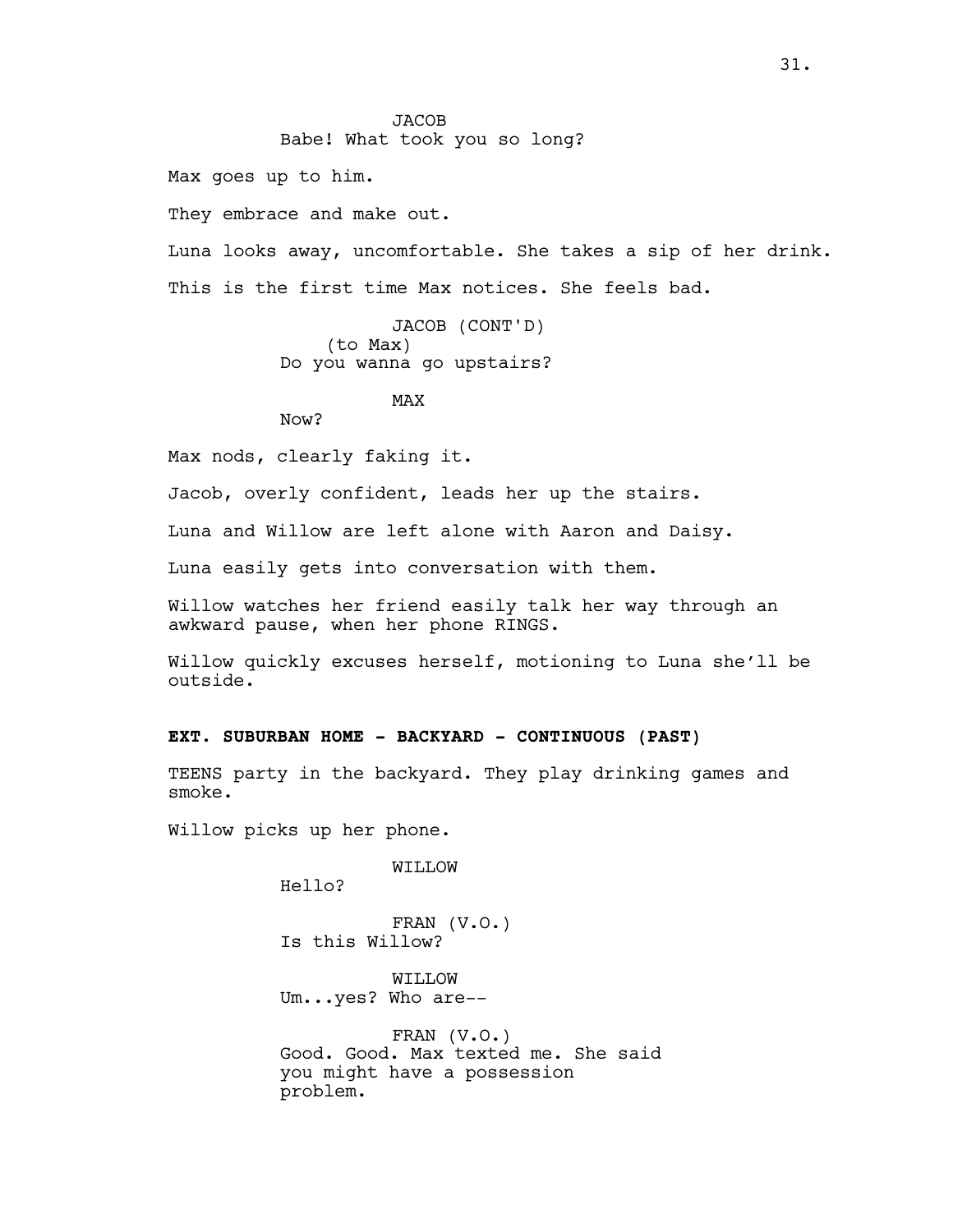JACOB
Babe! What took you so long?

Max goes up to him.

They embrace and make out.

Luna looks away, uncomfortable. She takes a sip of her drink.

This is the first time Max notices. She feels bad.

JACOB (CONT'D)
(to Max)
Do you wanna go upstairs?

MAX
Now?

Max nods, clearly faking it.

Jacob, overly confident, leads her up the stairs.

Luna and Willow are left alone with Aaron and Daisy.

Luna easily gets into conversation with them.

Willow watches her friend easily talk her way through an awkward pause, when her phone RINGS.

Willow quickly excuses herself, motioning to Luna she'll be outside.

**EXT. SUBURBAN HOME - BACKYARD - CONTINUOUS (PAST)**

TEENS party in the backyard. They play drinking games and smoke.

Willow picks up her phone.

WILLOW
Hello?

FRAN (V.O.)
Is this Willow?

WILLOW
Um...yes? Who are--

FRAN (V.O.)
Good. Good. Max texted me. She said you might have a possession problem.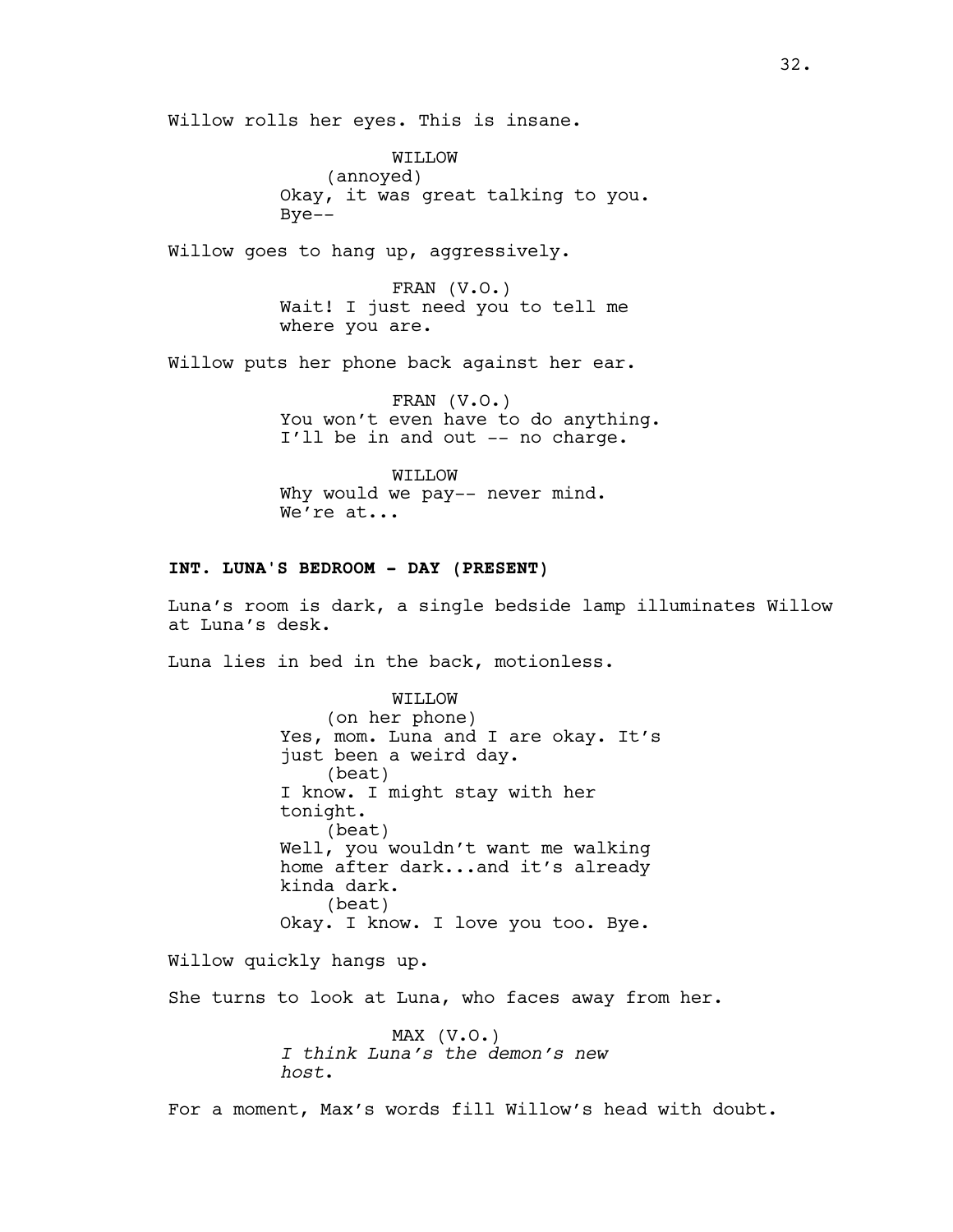Willow rolls her eyes. This is insane.

WILLOW
(annoyed)
Okay, it was great talking to you.
Bye--

Willow goes to hang up, aggressively.

FRAN (V.O.)
Wait! I just need you to tell me
where you are.

Willow puts her phone back against her ear.

FRAN (V.O.)
You won't even have to do anything.
I'll be in and out -- no charge.

WILLOW
Why would we pay-- never mind.
We're at...

**INT. LUNA'S BEDROOM - DAY (PRESENT)**

Luna's room is dark, a single bedside lamp illuminates Willow at Luna's desk.

Luna lies in bed in the back, motionless.

WILLOW
(on her phone)
Yes, mom. Luna and I are okay. It's
just been a weird day.
(beat)
I know. I might stay with her
tonight.
(beat)
Well, you wouldn't want me walking
home after dark...and it's already
kinda dark.
(beat)
Okay. I know. I love you too. Bye.

Willow quickly hangs up.

She turns to look at Luna, who faces away from her.

MAX (V.O.)
*I think Luna's the demon's new
host.*

For a moment, Max's words fill Willow's head with doubt.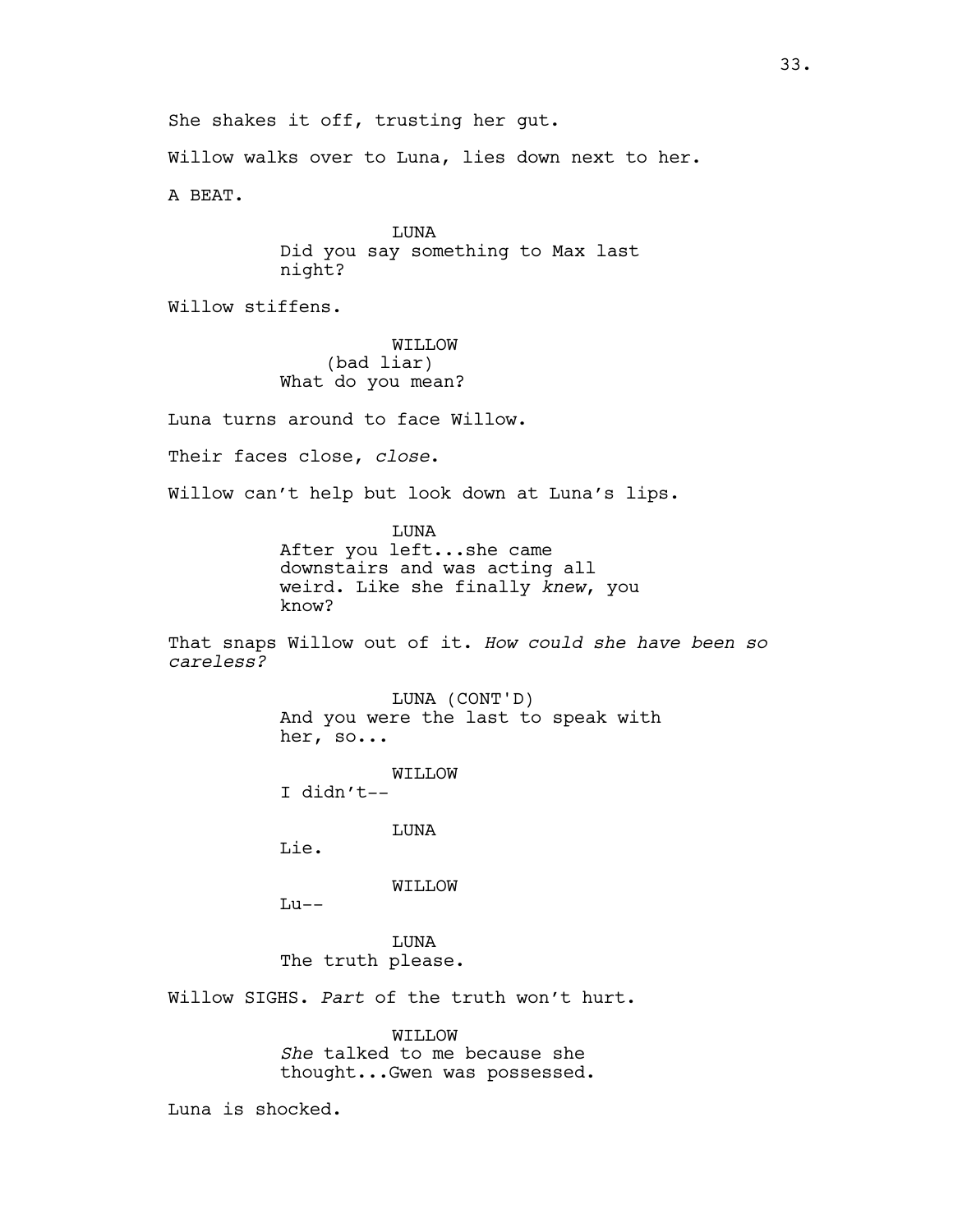She shakes it off, trusting her gut.

Willow walks over to Luna, lies down next to her.

A BEAT.

LUNA
Did you say something to Max last night?

Willow stiffens.

WILLOW
(bad liar)
What do you mean?

Luna turns around to face Willow.

Their faces close, *close*.

Willow can't help but look down at Luna's lips.

LUNA
After you left...she came downstairs and was acting all weird. Like she finally *knew*, you know?

That snaps Willow out of it. *How could she have been so careless?*

LUNA (CONT'D)
And you were the last to speak with her, so...

WILLOW
I didn't--

LUNA
Lie.

WILLOW
Lu--

LUNA
The truth please.

Willow SIGHS. *Part* of the truth won't hurt.

WILLOW
*She* talked to me because she thought...Gwen was possessed.

Luna is shocked.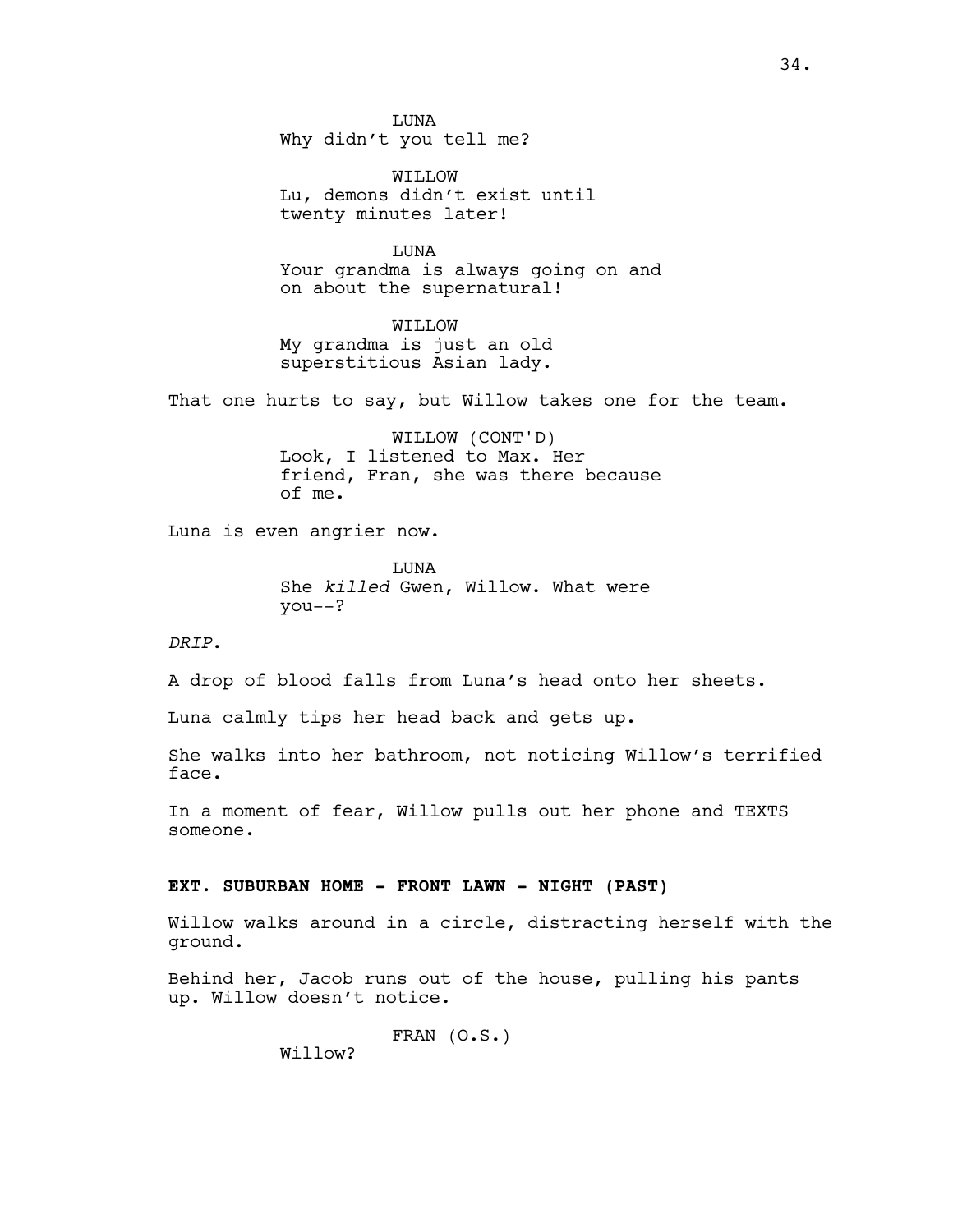LUNA
Why didn't you tell me?

WILLOW
Lu, demons didn't exist until twenty minutes later!

LUNA
Your grandma is always going on and on about the supernatural!

WILLOW
My grandma is just an old superstitious Asian lady.

That one hurts to say, but Willow takes one for the team.

WILLOW (CONT'D)
Look, I listened to Max. Her friend, Fran, she was there because of me.

Luna is even angrier now.

LUNA
She *killed* Gwen, Willow. What were you--?

*DRIP.*

A drop of blood falls from Luna's head onto her sheets.

Luna calmly tips her head back and gets up.

She walks into her bathroom, not noticing Willow's terrified face.

In a moment of fear, Willow pulls out her phone and TEXTS someone.

**EXT. SUBURBAN HOME - FRONT LAWN - NIGHT (PAST)**

Willow walks around in a circle, distracting herself with the ground.

Behind her, Jacob runs out of the house, pulling his pants up. Willow doesn't notice.

FRAN (O.S.)
Willow?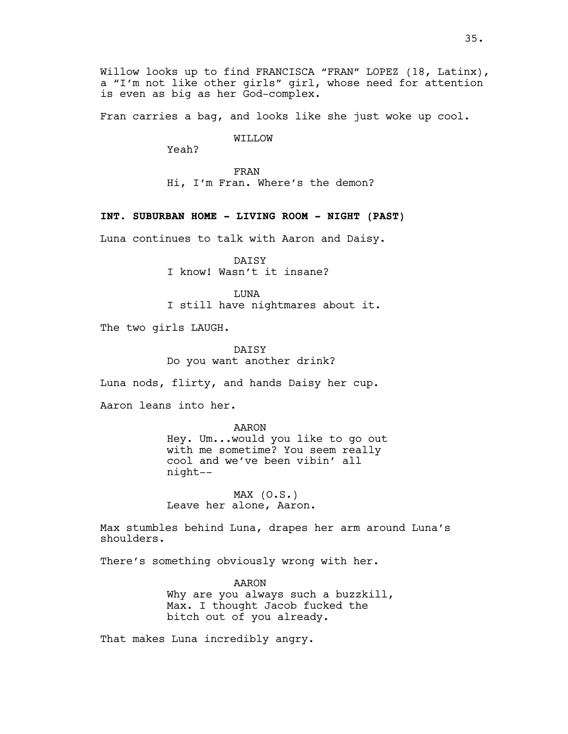Willow looks up to find FRANCISCA “FRAN” LOPEZ (18, Latinx), a “I’m not like other girls” girl, whose need for attention is even as big as her God-complex.

Fran carries a bag, and looks like she just woke up cool.

WILLOW
Yeah?

FRAN
Hi, I’m Fran. Where’s the demon?

**INT. SUBURBAN HOME - LIVING ROOM - NIGHT (PAST)**

Luna continues to talk with Aaron and Daisy.

DAISY
I know! Wasn’t it insane?

LUNA
I still have nightmares about it.

The two girls LAUGH.

DAISY
Do you want another drink?

Luna nods, flirty, and hands Daisy her cup.

Aaron leans into her.

AARON
Hey. Um...would you like to go out with me sometime? You seem really cool and we’ve been vibin’ all night--

MAX (O.S.)
Leave her alone, Aaron.

Max stumbles behind Luna, drapes her arm around Luna’s shoulders.

There’s something obviously wrong with her.

AARON
Why are you always such a buzzkill, Max. I thought Jacob fucked the bitch out of you already.

That makes Luna incredibly angry.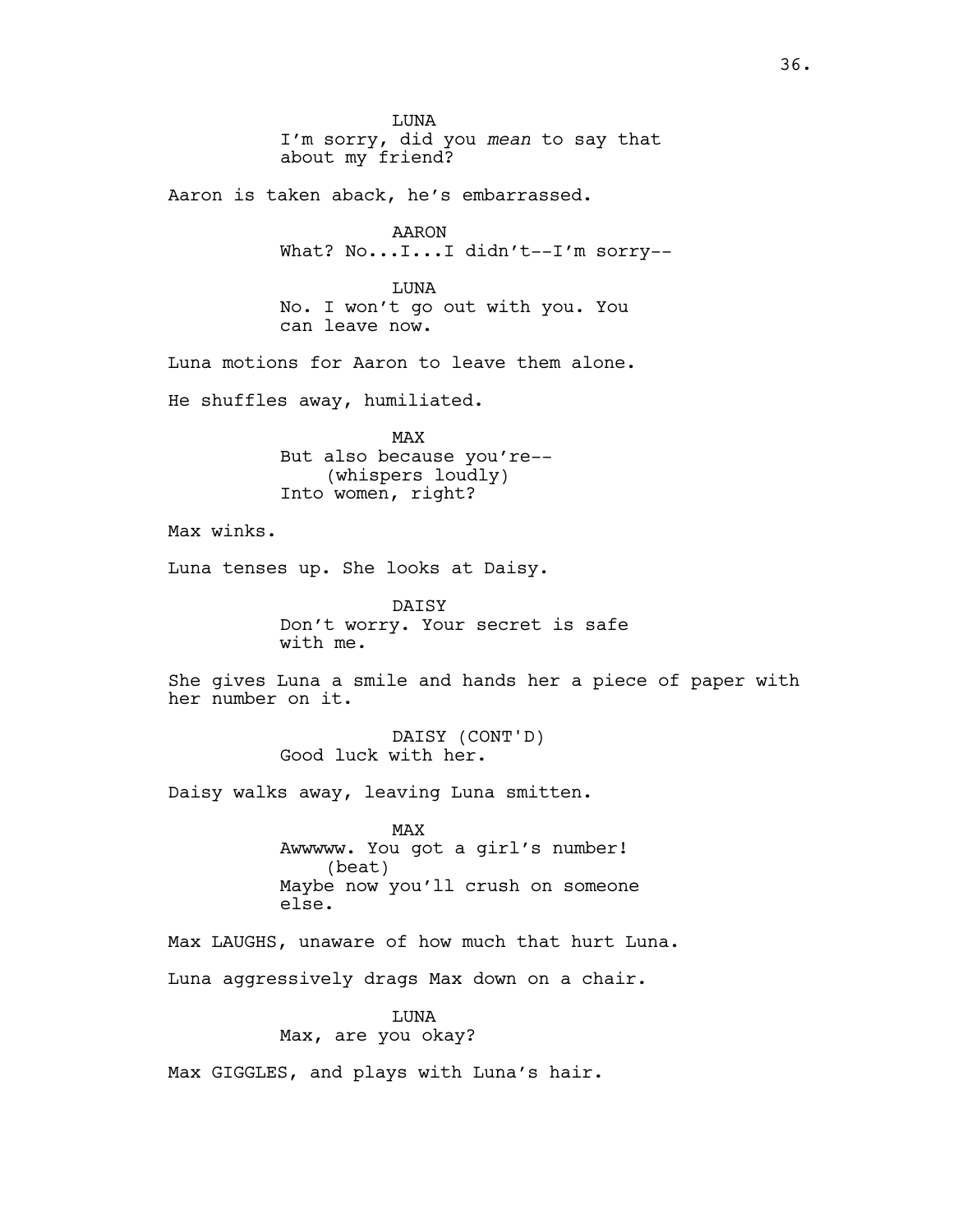LUNA
I'm sorry, did you *mean* to say that about my friend?

Aaron is taken aback, he's embarrassed.

AARON
What? No...I...I didn't--I'm sorry--

LUNA
No. I won't go out with you. You can leave now.

Luna motions for Aaron to leave them alone.

He shuffles away, humiliated.

MAX
But also because you're--
(whispers loudly)
Into women, right?

Max winks.

Luna tenses up. She looks at Daisy.

DAISY
Don't worry. Your secret is safe with me.

She gives Luna a smile and hands her a piece of paper with her number on it.

DAISY (CONT'D)
Good luck with her.

Daisy walks away, leaving Luna smitten.

MAX
Awwwww. You got a girl's number!
(beat)
Maybe now you'll crush on someone else.

Max LAUGHS, unaware of how much that hurt Luna.

Luna aggressively drags Max down on a chair.

LUNA
Max, are you okay?

Max GIGGLES, and plays with Luna's hair.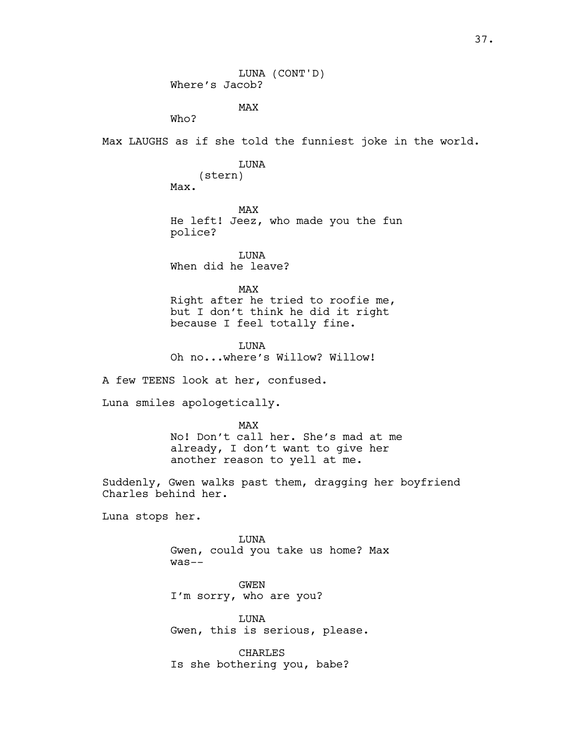LUNA (CONT'D)
Where's Jacob?

MAX
Who?

Max LAUGHS as if she told the funniest joke in the world.

LUNA
(stern)
Max.

MAX
He left! Jeez, who made you the fun police?

LUNA
When did he leave?

MAX
Right after he tried to roofie me, but I don't think he did it right because I feel totally fine.

LUNA
Oh no...where's Willow? Willow!

A few TEENS look at her, confused.

Luna smiles apologetically.

MAX
No! Don't call her. She's mad at me already, I don't want to give her another reason to yell at me.

Suddenly, Gwen walks past them, dragging her boyfriend Charles behind her.

Luna stops her.

LUNA
Gwen, could you take us home? Max was--

GWEN
I'm sorry, who are you?

LUNA
Gwen, this is serious, please.

CHARLES
Is she bothering you, babe?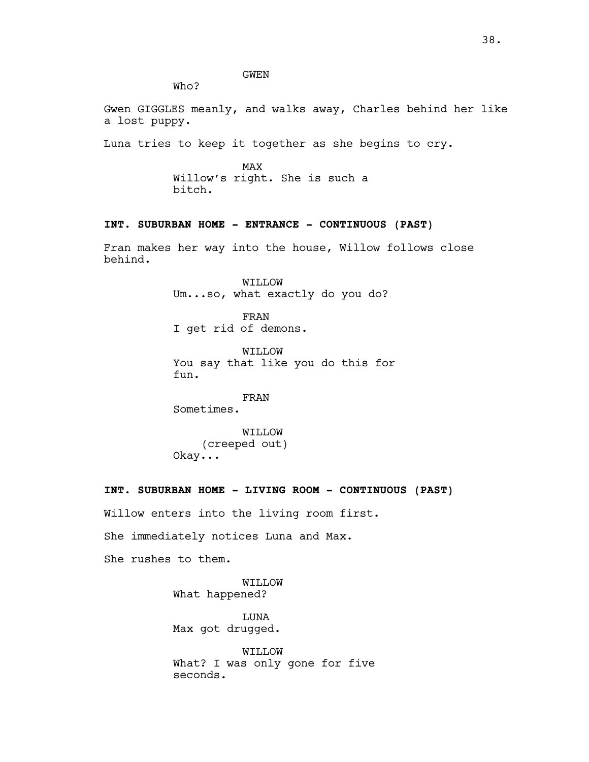GWEN
Who?

Gwen GIGGLES meanly, and walks away, Charles behind her like a lost puppy.

Luna tries to keep it together as she begins to cry.

MAX
Willow's right. She is such a bitch.

**INT. SUBURBAN HOME - ENTRANCE - CONTINUOUS (PAST)**

Fran makes her way into the house, Willow follows close behind.

WILLOW
Um...so, what exactly do you do?

FRAN
I get rid of demons.

WILLOW
You say that like you do this for fun.

FRAN
Sometimes.

WILLOW
(creeped out)
Okay...

**INT. SUBURBAN HOME - LIVING ROOM - CONTINUOUS (PAST)**

Willow enters into the living room first.

She immediately notices Luna and Max.

She rushes to them.

WILLOW
What happened?

LUNA
Max got drugged.

WILLOW
What? I was only gone for five seconds.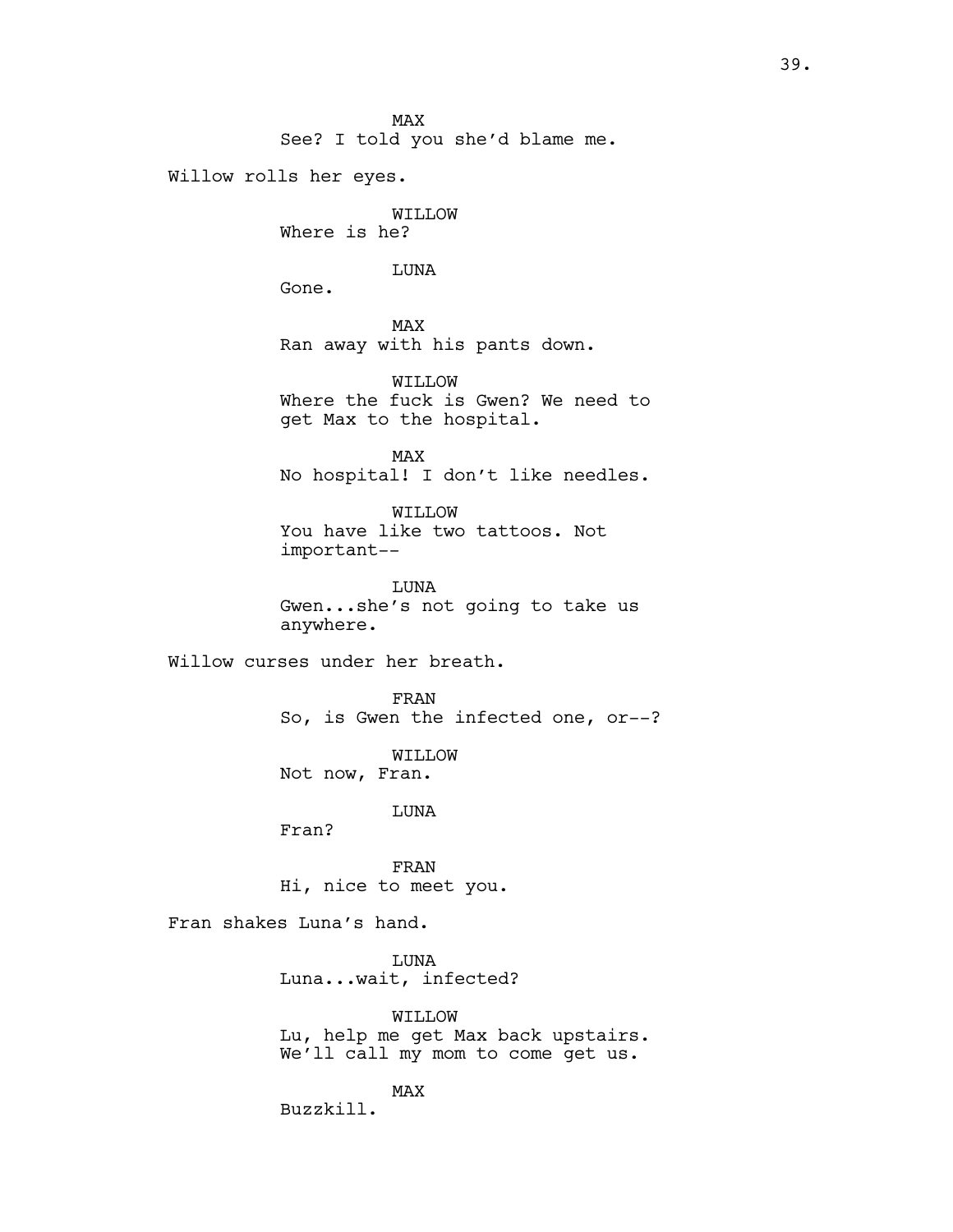MAX
See? I told you she'd blame me.

Willow rolls her eyes.

WILLOW
Where is he?

LUNA
Gone.

MAX
Ran away with his pants down.

WILLOW
Where the fuck is Gwen? We need to get Max to the hospital.

MAX
No hospital! I don't like needles.

WILLOW
You have like two tattoos. Not important--

LUNA
Gwen...she's not going to take us anywhere.

Willow curses under her breath.

FRAN
So, is Gwen the infected one, or--?

WILLOW
Not now, Fran.

LUNA
Fran?

FRAN
Hi, nice to meet you.

Fran shakes Luna's hand.

LUNA
Luna...wait, infected?

WILLOW
Lu, help me get Max back upstairs. We'll call my mom to come get us.

MAX
Buzzkill.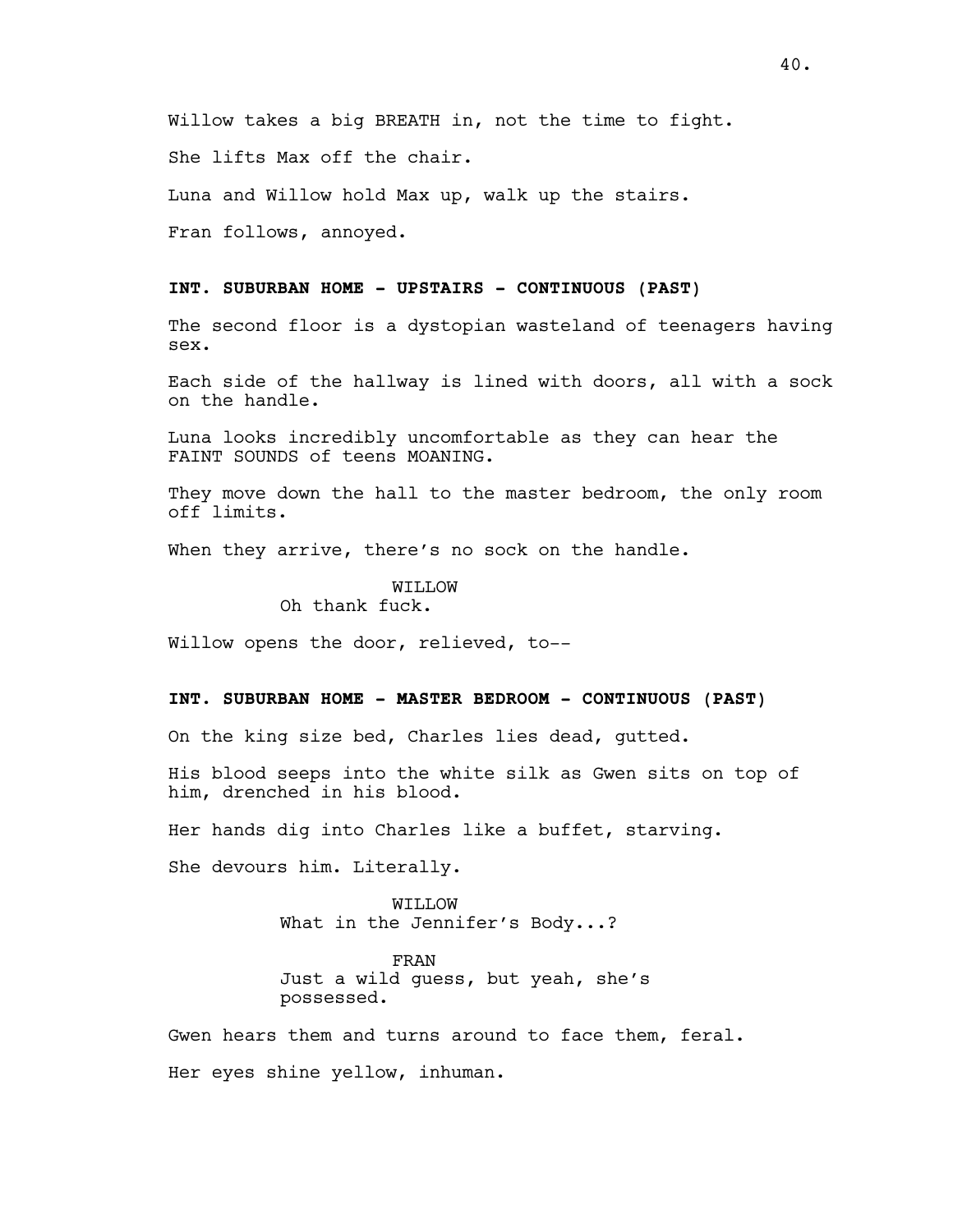Willow takes a big BREATH in, not the time to fight.

She lifts Max off the chair.

Luna and Willow hold Max up, walk up the stairs.

Fran follows, annoyed.

**INT. SUBURBAN HOME - UPSTAIRS - CONTINUOUS (PAST)**

The second floor is a dystopian wasteland of teenagers having sex.

Each side of the hallway is lined with doors, all with a sock on the handle.

Luna looks incredibly uncomfortable as they can hear the FAINT SOUNDS of teens MOANING.

They move down the hall to the master bedroom, the only room off limits.

When they arrive, there's no sock on the handle.

WILLOW
Oh thank fuck.

Willow opens the door, relieved, to--

**INT. SUBURBAN HOME - MASTER BEDROOM - CONTINUOUS (PAST)**

On the king size bed, Charles lies dead, gutted.

His blood seeps into the white silk as Gwen sits on top of him, drenched in his blood.

Her hands dig into Charles like a buffet, starving.

She devours him. Literally.

WILLOW
What in the Jennifer's Body...?

FRAN
Just a wild guess, but yeah, she's possessed.

Gwen hears them and turns around to face them, feral.

Her eyes shine yellow, inhuman.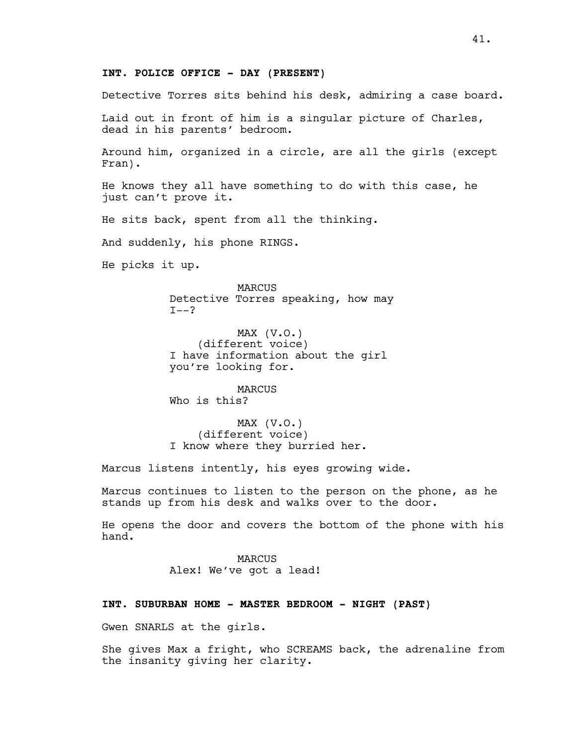**INT. POLICE OFFICE - DAY (PRESENT)**

Detective Torres sits behind his desk, admiring a case board.

Laid out in front of him is a singular picture of Charles, dead in his parents' bedroom.

Around him, organized in a circle, are all the girls (except Fran).

He knows they all have something to do with this case, he just can't prove it.

He sits back, spent from all the thinking.

And suddenly, his phone RINGS.

He picks it up.

MARCUS
Detective Torres speaking, how may I--?

MAX (V.O.)
(different voice)
I have information about the girl you're looking for.

MARCUS
Who is this?

MAX (V.O.)
(different voice)
I know where they burried her.

Marcus listens intently, his eyes growing wide.

Marcus continues to listen to the person on the phone, as he stands up from his desk and walks over to the door.

He opens the door and covers the bottom of the phone with his hand.

MARCUS
Alex! We've got a lead!

**INT. SUBURBAN HOME - MASTER BEDROOM - NIGHT (PAST)**

Gwen SNARLS at the girls.

She gives Max a fright, who SCREAMS back, the adrenaline from the insanity giving her clarity.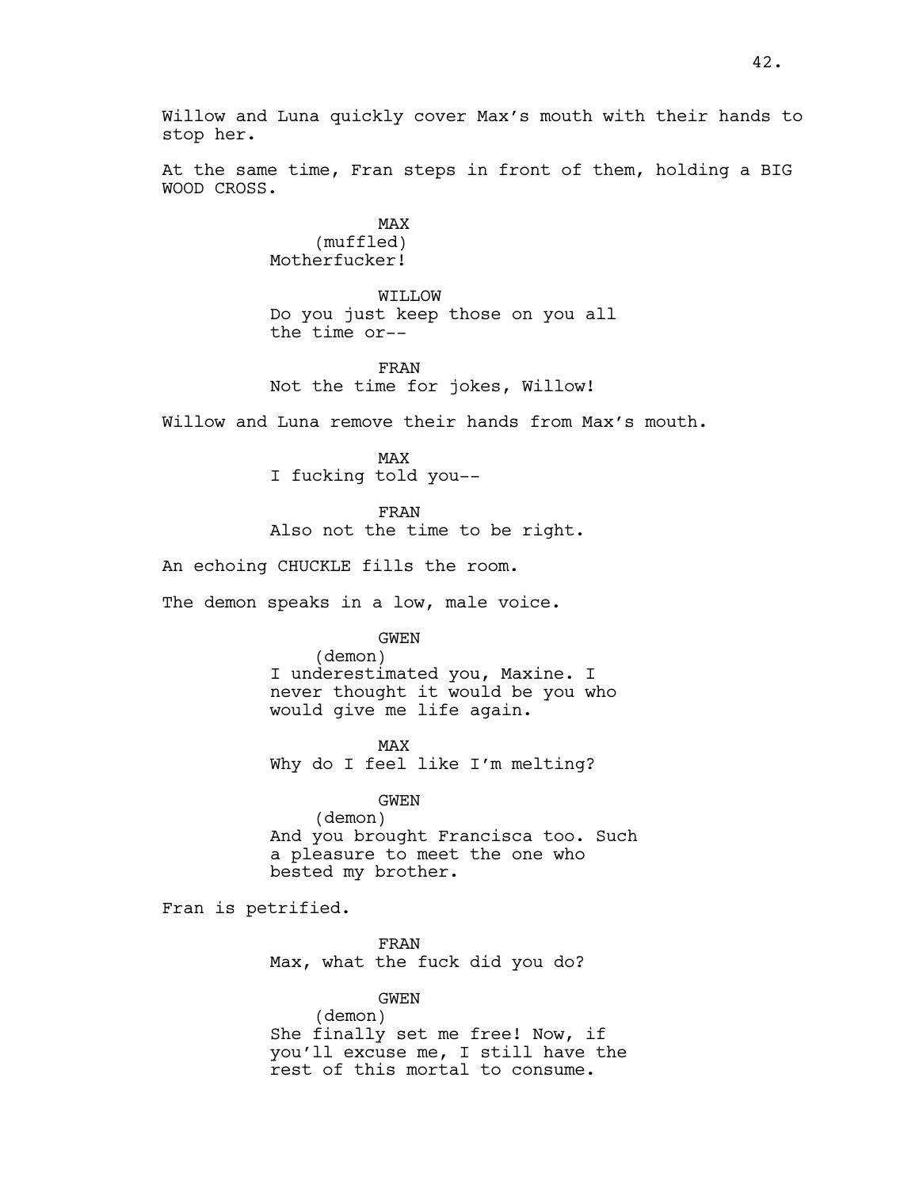Willow and Luna quickly cover Max's mouth with their hands to stop her.

At the same time, Fran steps in front of them, holding a BIG WOOD CROSS.

MAX
(muffled)
Motherfucker!

WILLOW
Do you just keep those on you all the time or--

FRAN
Not the time for jokes, Willow!

Willow and Luna remove their hands from Max's mouth.

MAX
I fucking told you--

FRAN
Also not the time to be right.

An echoing CHUCKLE fills the room.

The demon speaks in a low, male voice.

GWEN
(demon)
I underestimated you, Maxine. I never thought it would be you who would give me life again.

MAX
Why do I feel like I'm melting?

GWEN
(demon)
And you brought Francisca too. Such a pleasure to meet the one who bested my brother.

Fran is petrified.

FRAN
Max, what the fuck did you do?

GWEN
(demon)
She finally set me free! Now, if you'll excuse me, I still have the rest of this mortal to consume.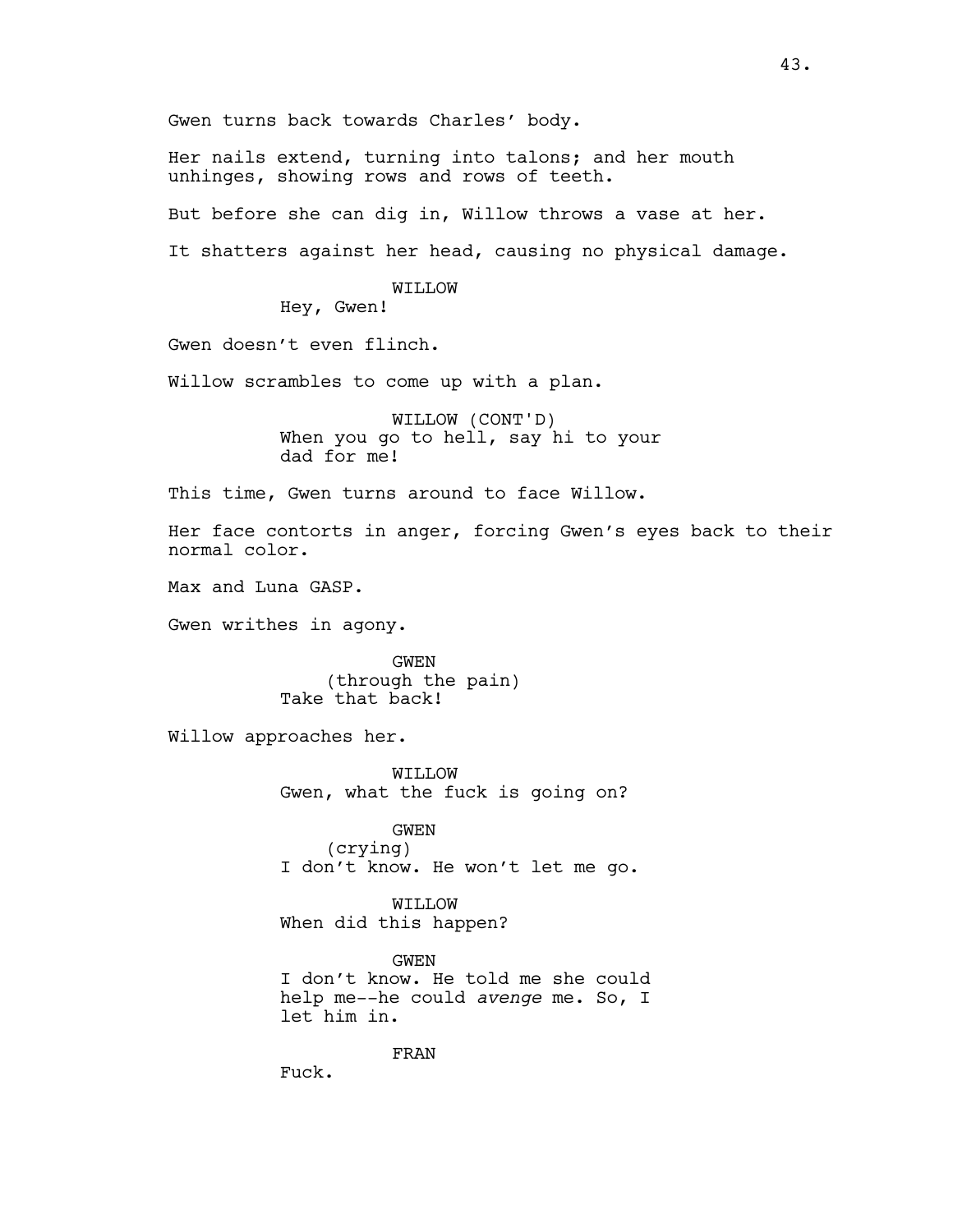Gwen turns back towards Charles' body.

Her nails extend, turning into talons; and her mouth unhinges, showing rows and rows of teeth.

But before she can dig in, Willow throws a vase at her.

It shatters against her head, causing no physical damage.

WILLOW
Hey, Gwen!

Gwen doesn't even flinch.

Willow scrambles to come up with a plan.

WILLOW (CONT'D)
When you go to hell, say hi to your dad for me!

This time, Gwen turns around to face Willow.

Her face contorts in anger, forcing Gwen's eyes back to their normal color.

Max and Luna GASP.

Gwen writhes in agony.

GWEN
(through the pain)
Take that back!

Willow approaches her.

WILLOW
Gwen, what the fuck is going on?

GWEN
(crying)
I don't know. He won't let me go.

WILLOW
When did this happen?

GWEN
I don't know. He told me she could help me--he could *avenge* me. So, I let him in.

FRAN
Fuck.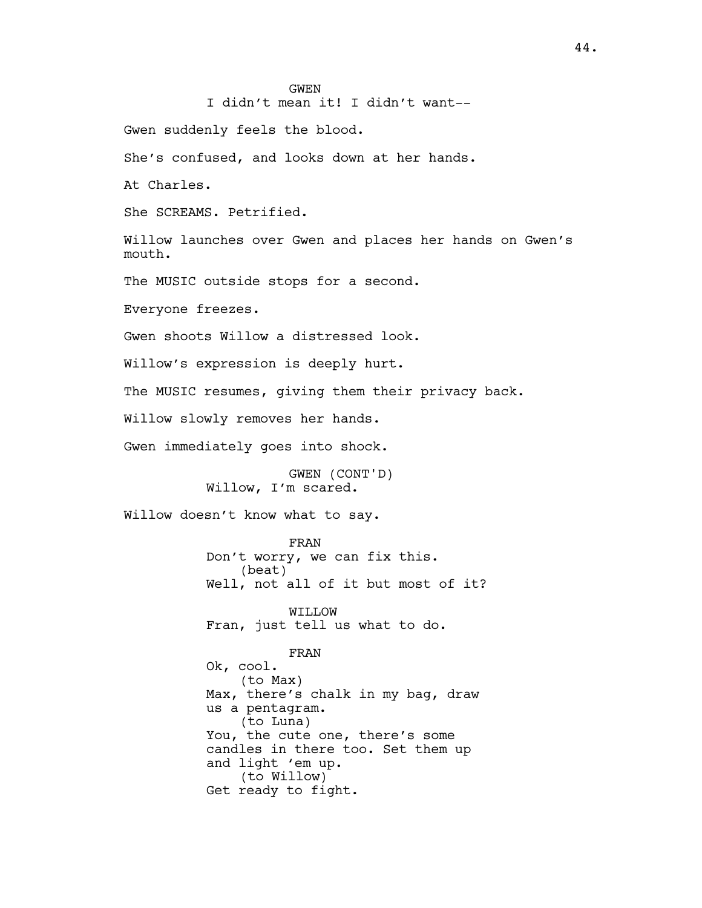GWEN

I didn't mean it! I didn't want--

Gwen suddenly feels the blood.

She's confused, and looks down at her hands.

At Charles.

She SCREAMS. Petrified.

Willow launches over Gwen and places her hands on Gwen's mouth.

The MUSIC outside stops for a second.

Everyone freezes.

Gwen shoots Willow a distressed look.

Willow's expression is deeply hurt.

The MUSIC resumes, giving them their privacy back.

Willow slowly removes her hands.

Gwen immediately goes into shock.

GWEN (CONT'D)

Willow, I'm scared.

Willow doesn't know what to say.

FRAN

Don't worry, we can fix this.

(beat)

Well, not all of it but most of it?

WILLOW

Fran, just tell us what to do.

FRAN

Ok, cool.

(to Max)

Max, there's chalk in my bag, draw us a pentagram.

(to Luna)

You, the cute one, there's some candles in there too. Set them up and light 'em up.

(to Willow)

Get ready to fight.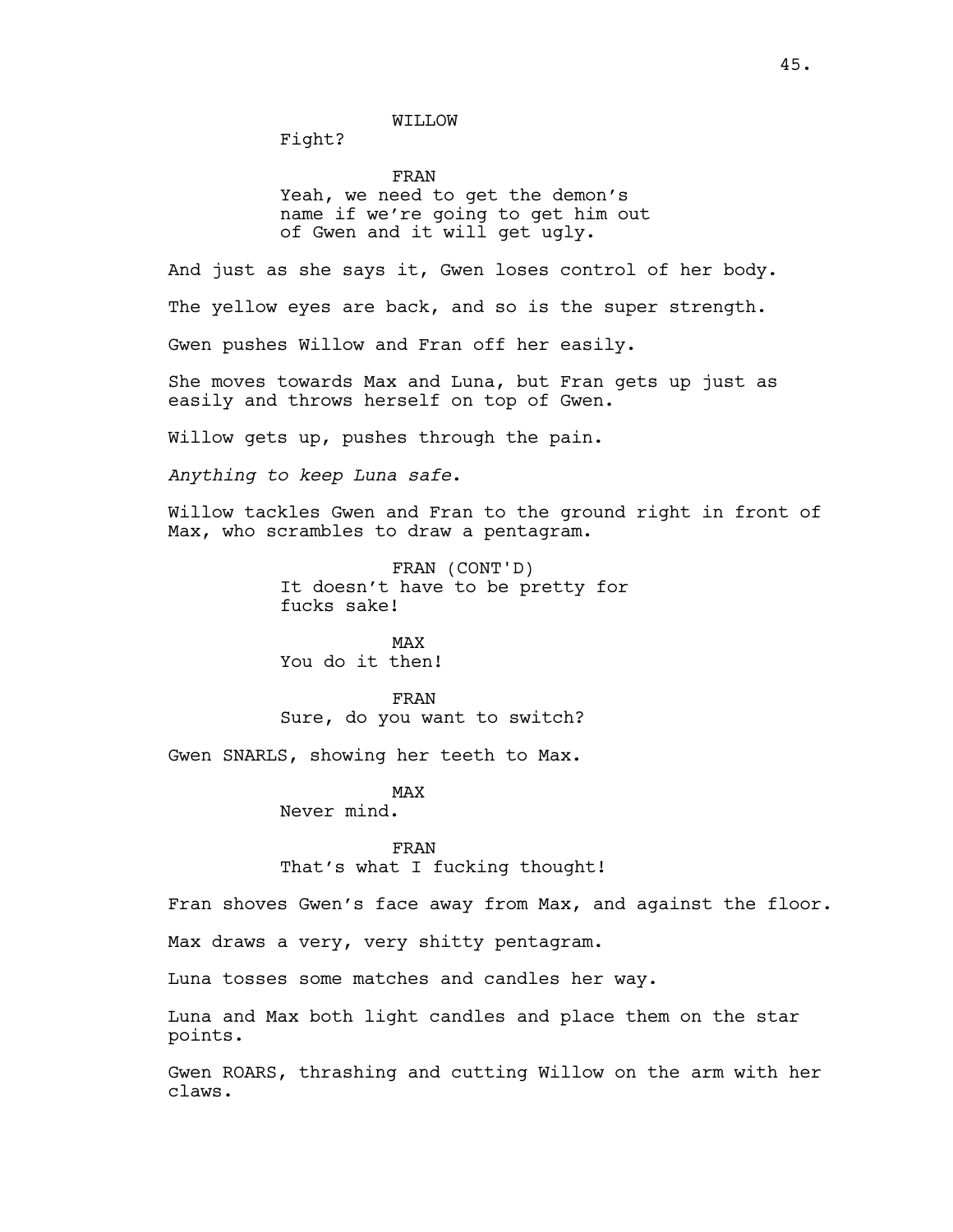WILLOW

Fight?

FRAN

Yeah, we need to get the demon's name if we're going to get him out of Gwen and it will get ugly.

And just as she says it, Gwen loses control of her body.

The yellow eyes are back, and so is the super strength.

Gwen pushes Willow and Fran off her easily.

She moves towards Max and Luna, but Fran gets up just as easily and throws herself on top of Gwen.

Willow gets up, pushes through the pain.

*Anything to keep Luna safe.*

Willow tackles Gwen and Fran to the ground right in front of Max, who scrambles to draw a pentagram.

FRAN (CONT'D)

It doesn't have to be pretty for fucks sake!

MAX

You do it then!

FRAN

Sure, do you want to switch?

Gwen SNARLS, showing her teeth to Max.

MAX

Never mind.

FRAN

That's what I fucking thought!

Fran shoves Gwen's face away from Max, and against the floor.

Max draws a very, very shitty pentagram.

Luna tosses some matches and candles her way.

Luna and Max both light candles and place them on the star points.

Gwen ROARS, thrashing and cutting Willow on the arm with her claws.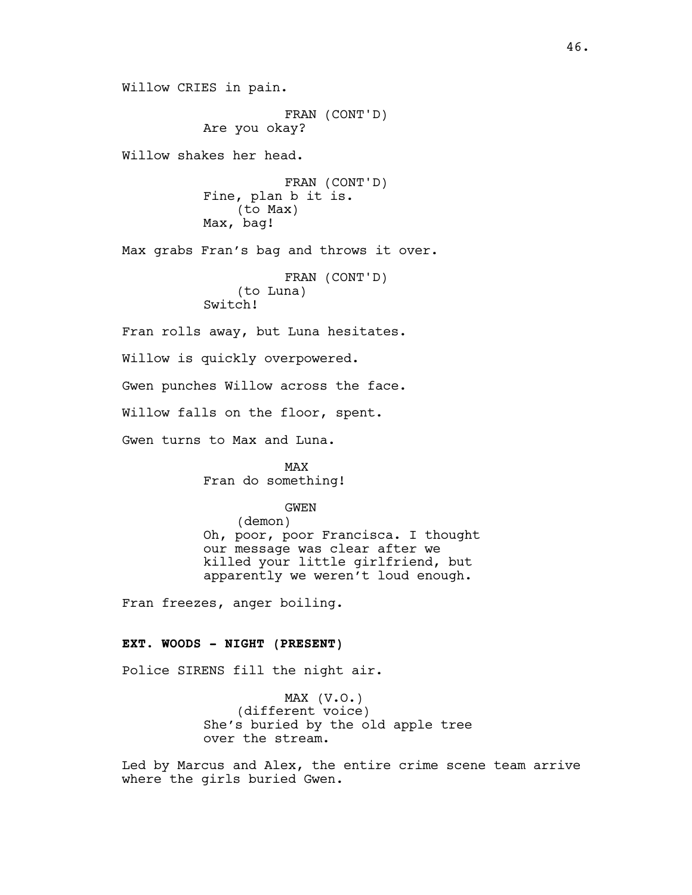Willow CRIES in pain.

FRAN (CONT'D)
Are you okay?

Willow shakes her head.

FRAN (CONT'D)
Fine, plan b it is.
(to Max)
Max, bag!

Max grabs Fran's bag and throws it over.

FRAN (CONT'D)
(to Luna)
Switch!

Fran rolls away, but Luna hesitates.

Willow is quickly overpowered.

Gwen punches Willow across the face.

Willow falls on the floor, spent.

Gwen turns to Max and Luna.

MAX
Fran do something!

GWEN
(demon)
Oh, poor, poor Francisca. I thought our message was clear after we killed your little girlfriend, but apparently we weren't loud enough.

Fran freezes, anger boiling.

**EXT. WOODS - NIGHT (PRESENT)**

Police SIRENS fill the night air.

MAX (V.O.)
(different voice)
She's buried by the old apple tree over the stream.

Led by Marcus and Alex, the entire crime scene team arrive where the girls buried Gwen.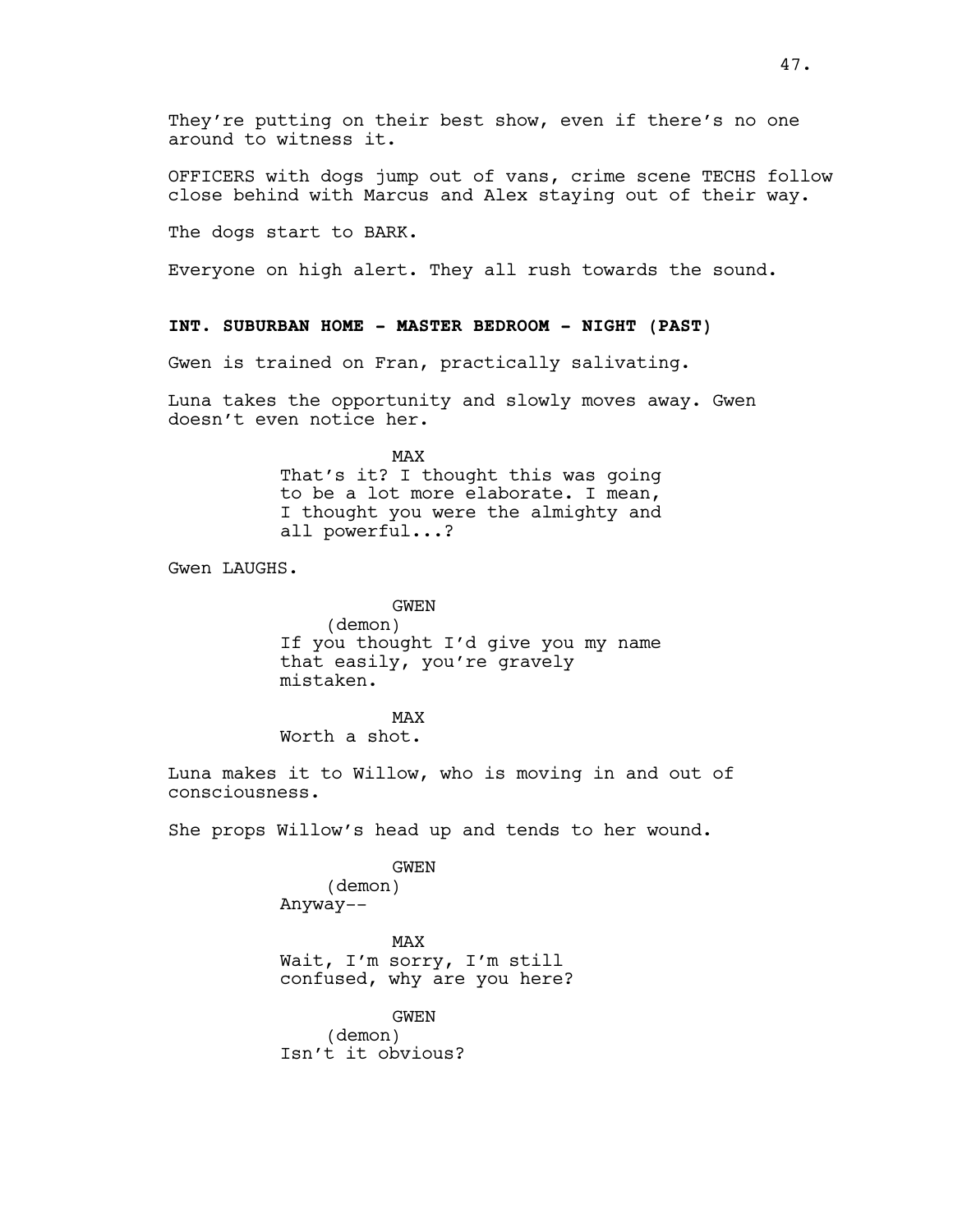They're putting on their best show, even if there's no one around to witness it.

OFFICERS with dogs jump out of vans, crime scene TECHS follow close behind with Marcus and Alex staying out of their way.

The dogs start to BARK.

Everyone on high alert. They all rush towards the sound.

**INT. SUBURBAN HOME - MASTER BEDROOM - NIGHT (PAST)**

Gwen is trained on Fran, practically salivating.

Luna takes the opportunity and slowly moves away. Gwen doesn't even notice her.

MAX
That's it? I thought this was going to be a lot more elaborate. I mean, I thought you were the almighty and all powerful...?

Gwen LAUGHS.

GWEN
(demon)
If you thought I'd give you my name that easily, you're gravely mistaken.

MAX
Worth a shot.

Luna makes it to Willow, who is moving in and out of consciousness.

She props Willow's head up and tends to her wound.

GWEN
(demon)
Anyway--

MAX
Wait, I'm sorry, I'm still confused, why are you here?

GWEN
(demon)
Isn't it obvious?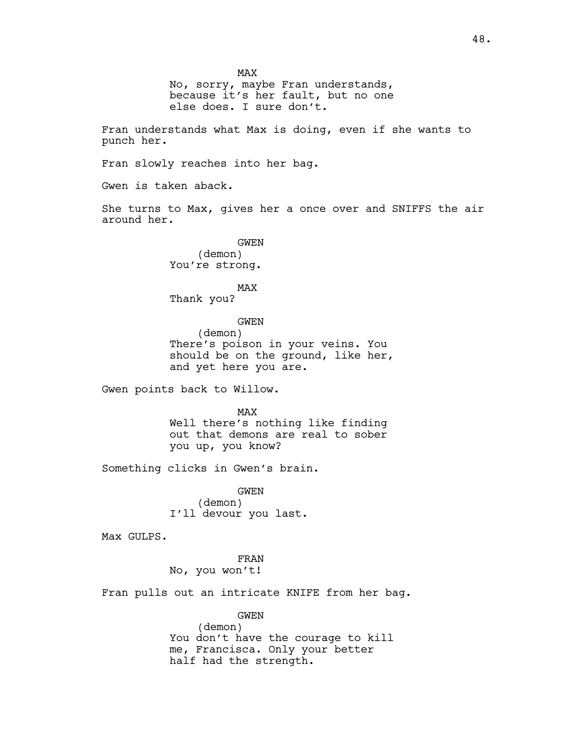MAX
No, sorry, maybe Fran understands, because it's her fault, but no one else does. I sure don't.

Fran understands what Max is doing, even if she wants to punch her.

Fran slowly reaches into her bag.

Gwen is taken aback.

She turns to Max, gives her a once over and SNIFFS the air around her.

GWEN
(demon)
You're strong.

MAX
Thank you?

GWEN
(demon)
There's poison in your veins. You should be on the ground, like her, and yet here you are.

Gwen points back to Willow.

MAX
Well there's nothing like finding out that demons are real to sober you up, you know?

Something clicks in Gwen's brain.

GWEN
(demon)
I'll devour you last.

Max GULPS.

FRAN
No, you won't!

Fran pulls out an intricate KNIFE from her bag.

GWEN
(demon)
You don't have the courage to kill me, Francisca. Only your better half had the strength.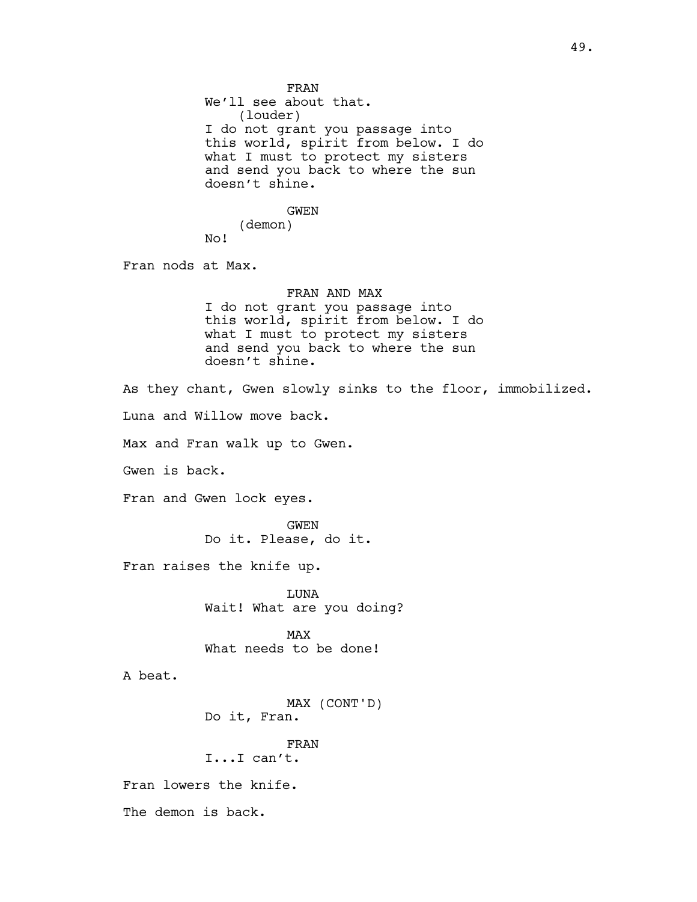FRAN
We'll see about that.
(louder)
I do not grant you passage into this world, spirit from below. I do what I must to protect my sisters and send you back to where the sun doesn't shine.

GWEN
(demon)
No!

Fran nods at Max.

FRAN AND MAX
I do not grant you passage into this world, spirit from below. I do what I must to protect my sisters and send you back to where the sun doesn't shine.

As they chant, Gwen slowly sinks to the floor, immobilized.

Luna and Willow move back.

Max and Fran walk up to Gwen.

Gwen is back.

Fran and Gwen lock eyes.

GWEN
Do it. Please, do it.

Fran raises the knife up.

LUNA
Wait! What are you doing?

MAX
What needs to be done!

A beat.

MAX (CONT'D)
Do it, Fran.

FRAN
I...I can't.

Fran lowers the knife.

The demon is back.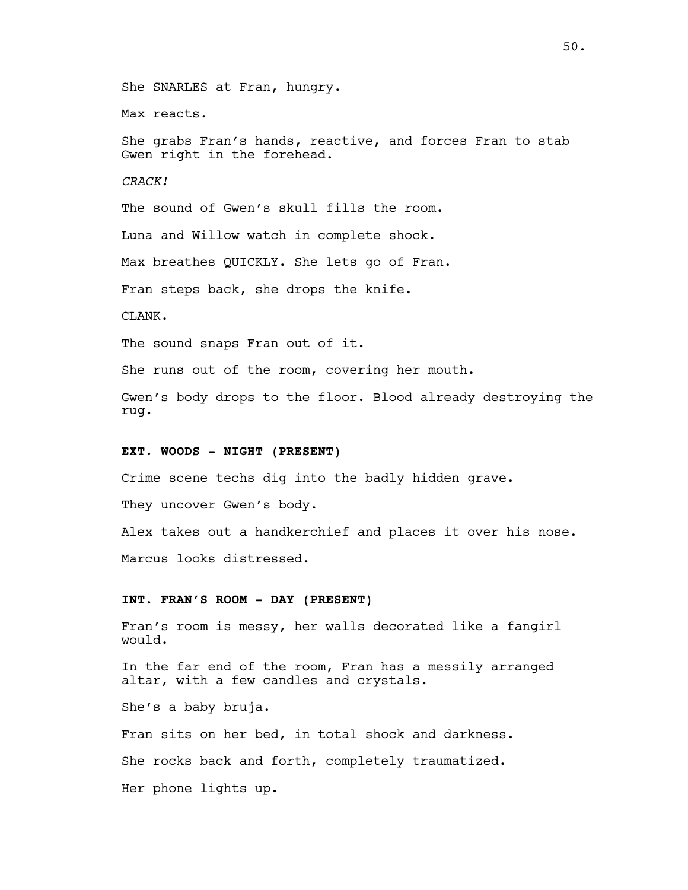She SNARLES at Fran, hungry.

Max reacts.

She grabs Fran's hands, reactive, and forces Fran to stab Gwen right in the forehead.

*CRACK!*

The sound of Gwen's skull fills the room.

Luna and Willow watch in complete shock.

Max breathes QUICKLY. She lets go of Fran.

Fran steps back, she drops the knife.

CLANK.

The sound snaps Fran out of it.

She runs out of the room, covering her mouth.

Gwen's body drops to the floor. Blood already destroying the rug.

**EXT. WOODS - NIGHT (PRESENT)**

Crime scene techs dig into the badly hidden grave.

They uncover Gwen's body.

Alex takes out a handkerchief and places it over his nose.

Marcus looks distressed.

**INT. FRAN'S ROOM - DAY (PRESENT)**

Fran's room is messy, her walls decorated like a fangirl would.

In the far end of the room, Fran has a messily arranged altar, with a few candles and crystals.

She's a baby bruja.

Fran sits on her bed, in total shock and darkness.

She rocks back and forth, completely traumatized.

Her phone lights up.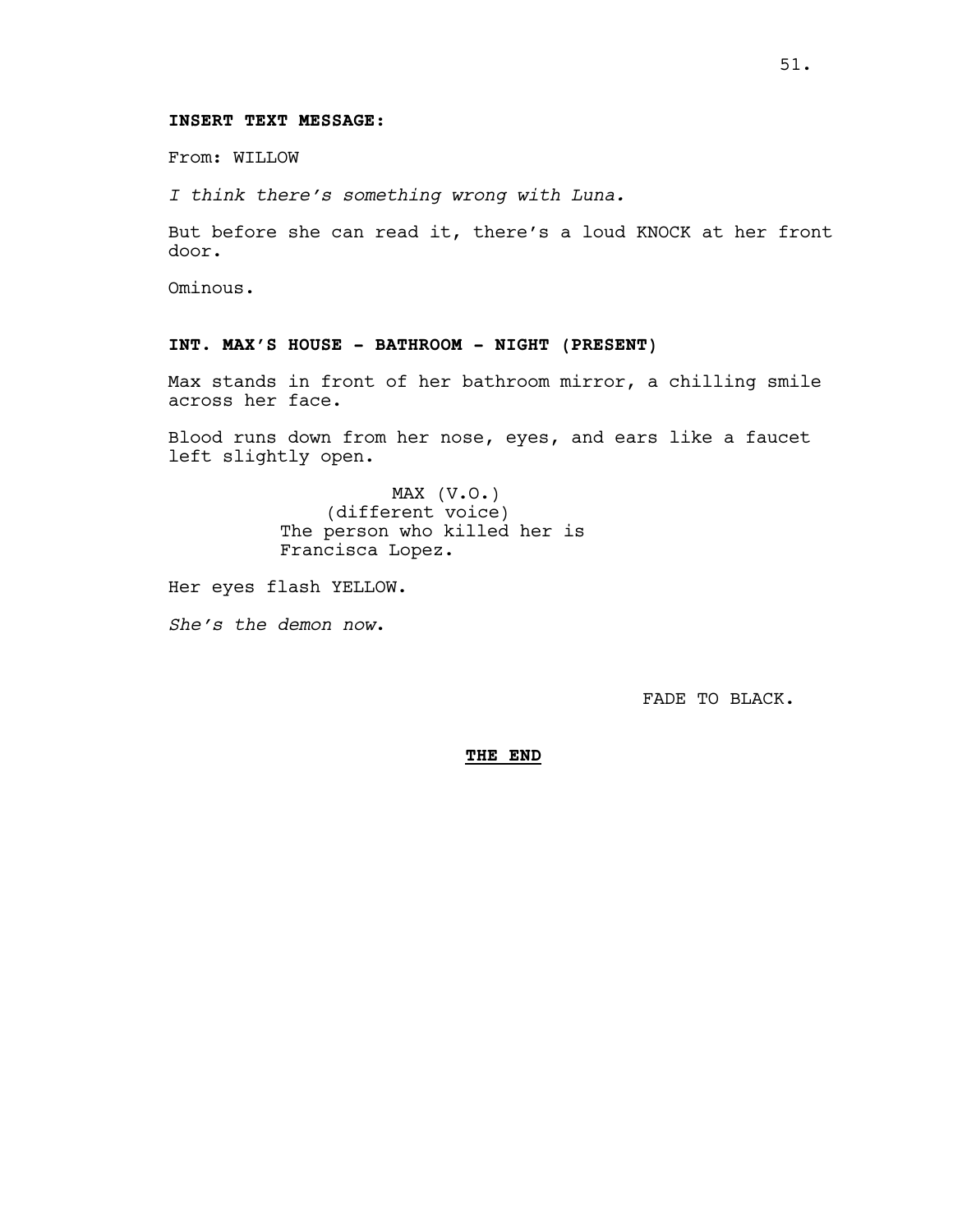**INSERT TEXT MESSAGE:**

From: WILLOW

*I think there's something wrong with Luna.*

But before she can read it, there's a loud KNOCK at her front door.

Ominous.

**INT. MAX'S HOUSE - BATHROOM - NIGHT (PRESENT)**

Max stands in front of her bathroom mirror, a chilling smile across her face.

Blood runs down from her nose, eyes, and ears like a faucet left slightly open.

MAX (V.O.)
(different voice)
The person who killed her is Francisca Lopez.

Her eyes flash YELLOW.

*She's the demon now.*

FADE TO BLACK.

**THE END**